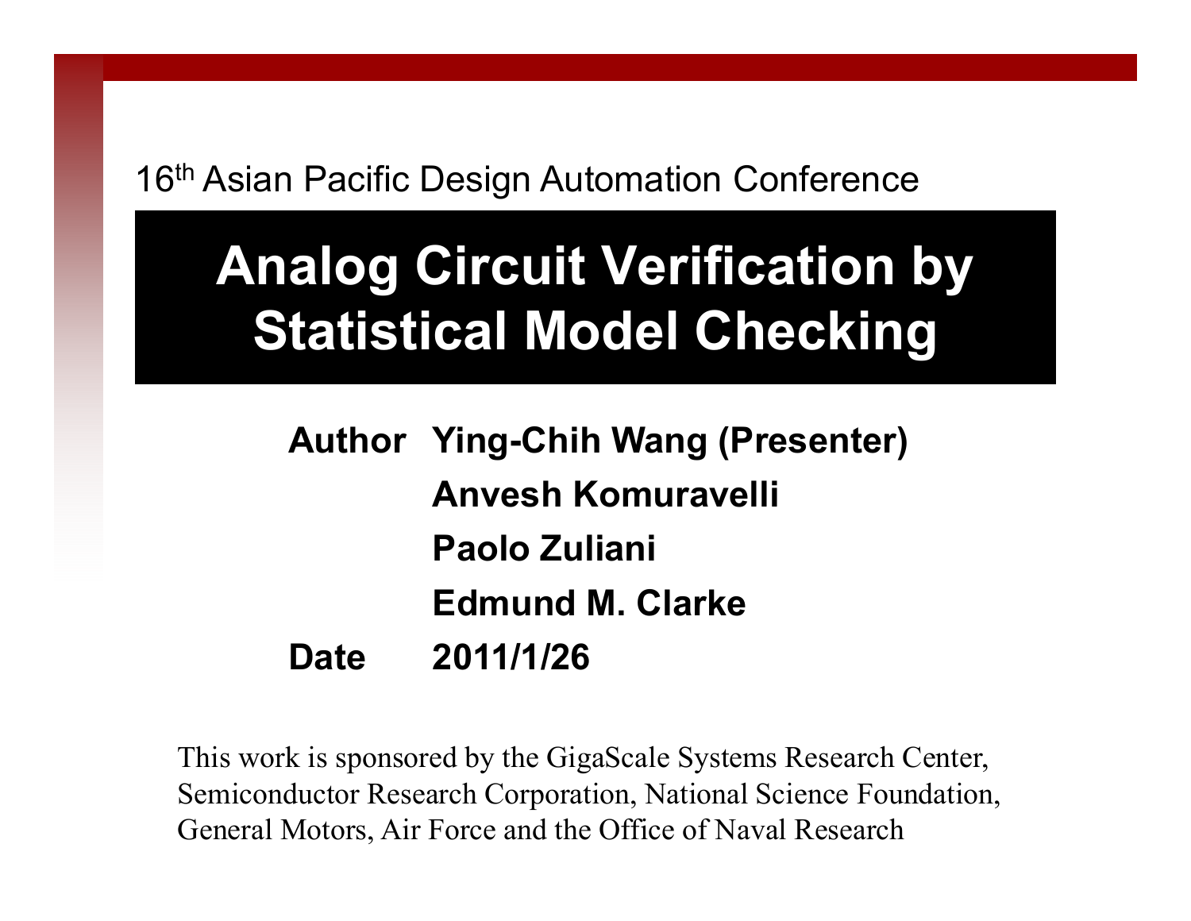16th Asian Pacific Design Automation Conference

# Analog Circuit Verification by Statistical Model Checking

**Author** **Ying-Chih Wang (Presenter)**
**Anvesh Komuravelli**
**Paolo Zuliani**
**Edmund M. Clarke**

**Date** **2011/1/26**

This work is sponsored by the GigaScale Systems Research Center, Semiconductor Research Corporation, National Science Foundation, General Motors, Air Force and the Office of Naval Research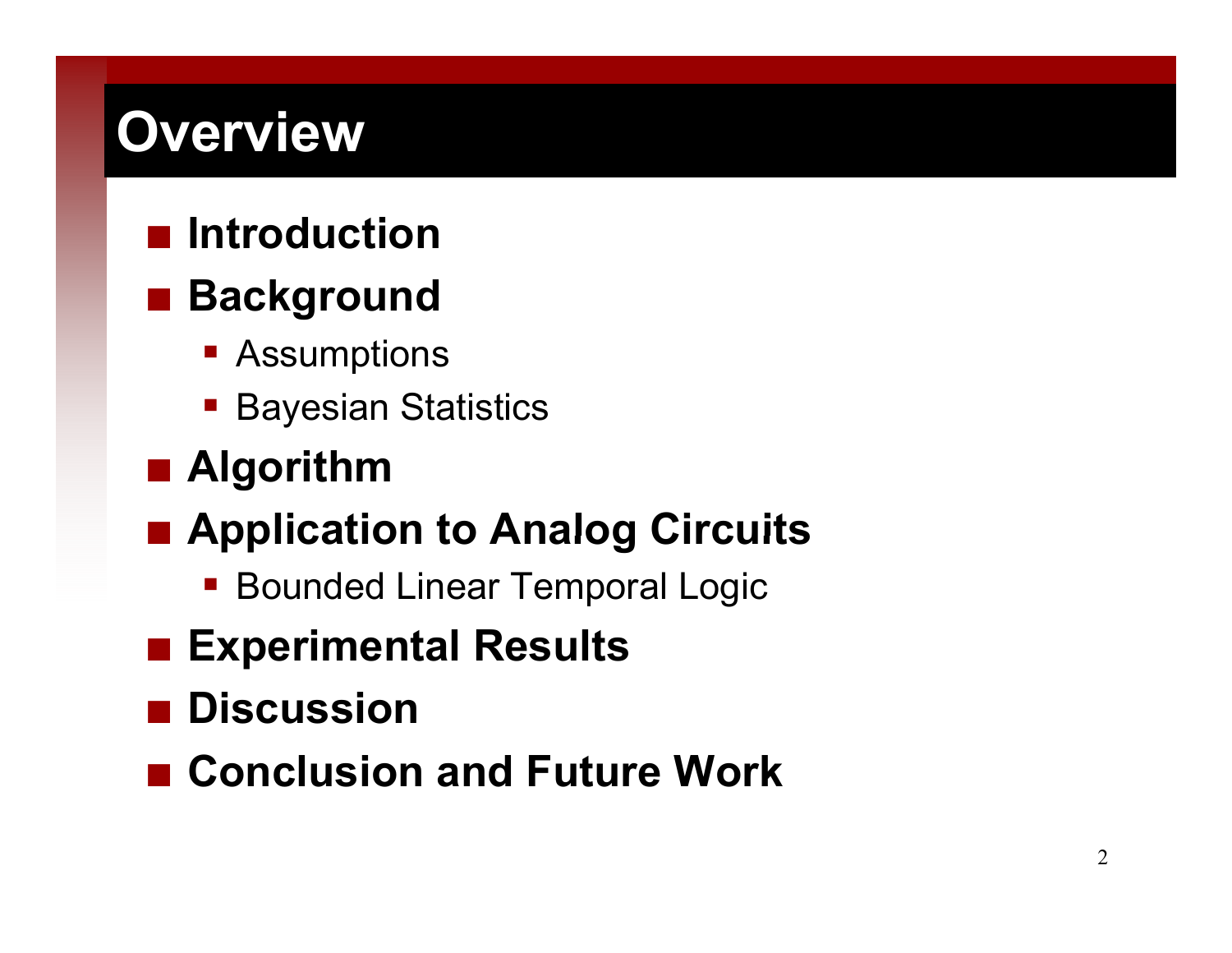# Overview

- **Introduction**
- **Background**
  - Assumptions
  - Bayesian Statistics
- **Algorithm**
- **Application to Analog Circuits**
  - Bounded Linear Temporal Logic
- **Experimental Results**
- **Discussion**
- **Conclusion and Future Work**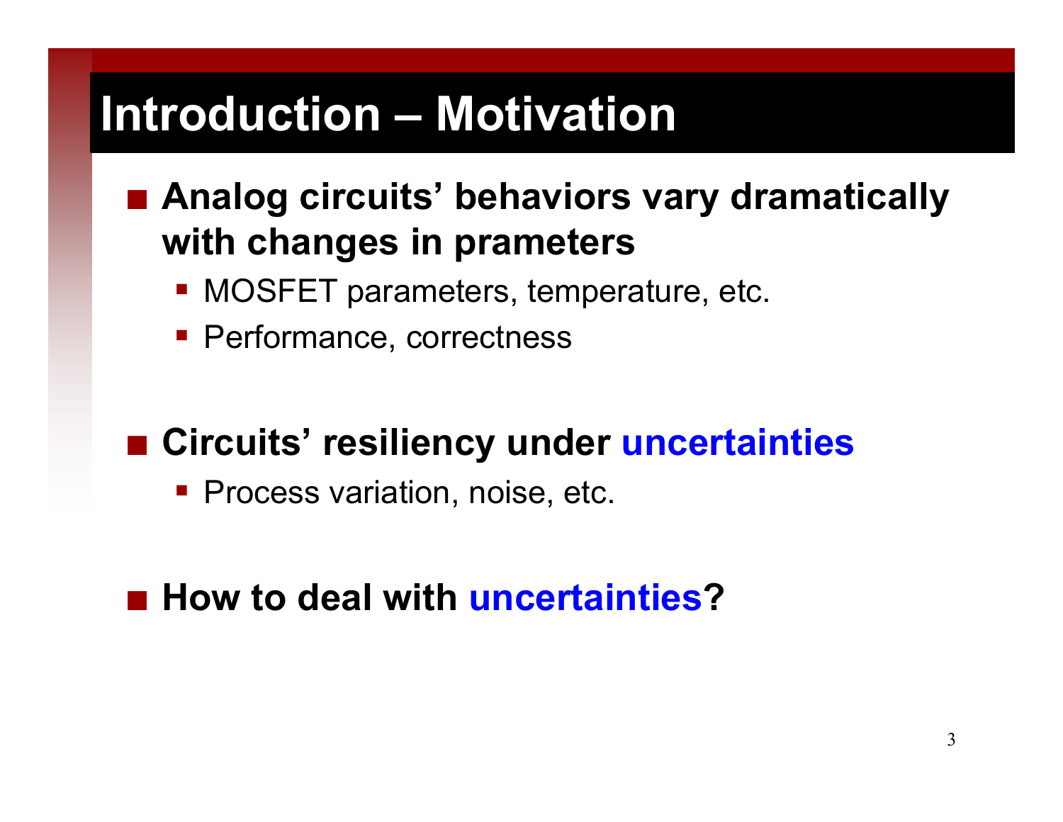# Introduction – Motivation

- **Analog circuits' behaviors vary dramatically with changes in prameters**
  - MOSFET parameters, temperature, etc.
  - Performance, correctness

- **Circuits' resiliency under uncertainties**
  - Process variation, noise, etc.

- **How to deal with uncertainties?**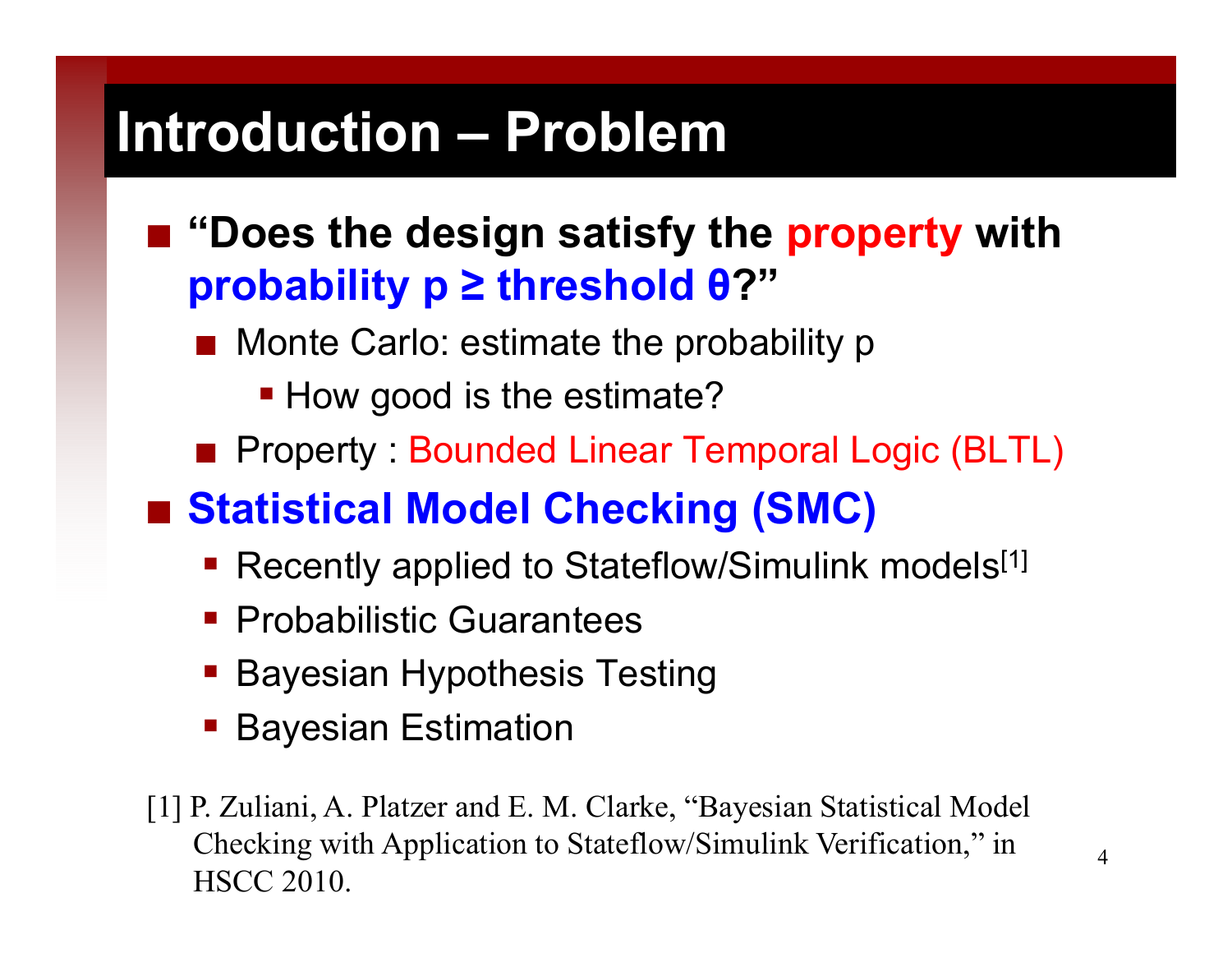# Introduction – Problem

- **"Does the design satisfy the property with probability $p \geq$ threshold $\theta$?"**
  - Monte Carlo: estimate the probability p
    - How good is the estimate?
  - Property : Bounded Linear Temporal Logic (BLTL)
- **Statistical Model Checking (SMC)**
  - Recently applied to Stateflow/Simulink models[1]
  - Probabilistic Guarantees
  - Bayesian Hypothesis Testing
  - Bayesian Estimation

[1] P. Zuliani, A. Platzer and E. M. Clarke, "Bayesian Statistical Model Checking with Application to Stateflow/Simulink Verification," in HSCC 2010.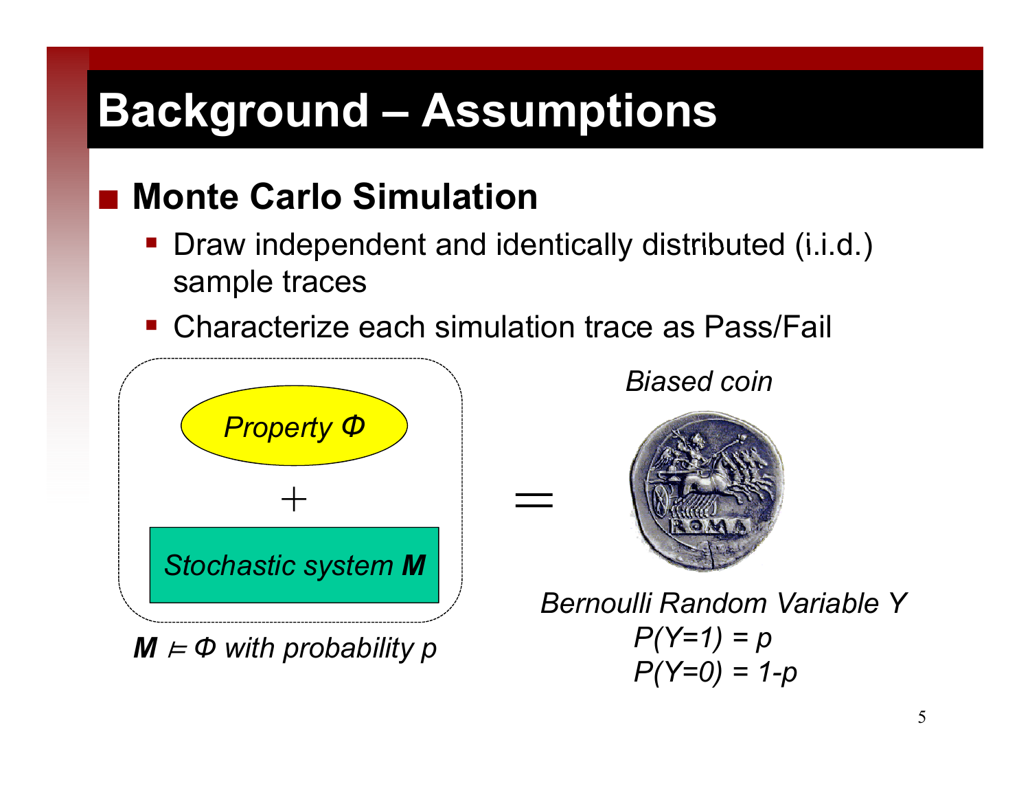# Background – Assumptions

## Monte Carlo Simulation

- Draw independent and identically distributed (i.i.d.) sample traces
- Characterize each simulation trace as Pass/Fail

*Property* $\Phi$

$+$

*Stochastic system* ***M***

$=$

*Biased coin*

***M*** $\models \Phi$ *with probability p*

*Bernoulli Random Variable Y*

$P(Y=1) = p$

$P(Y=0) = 1-p$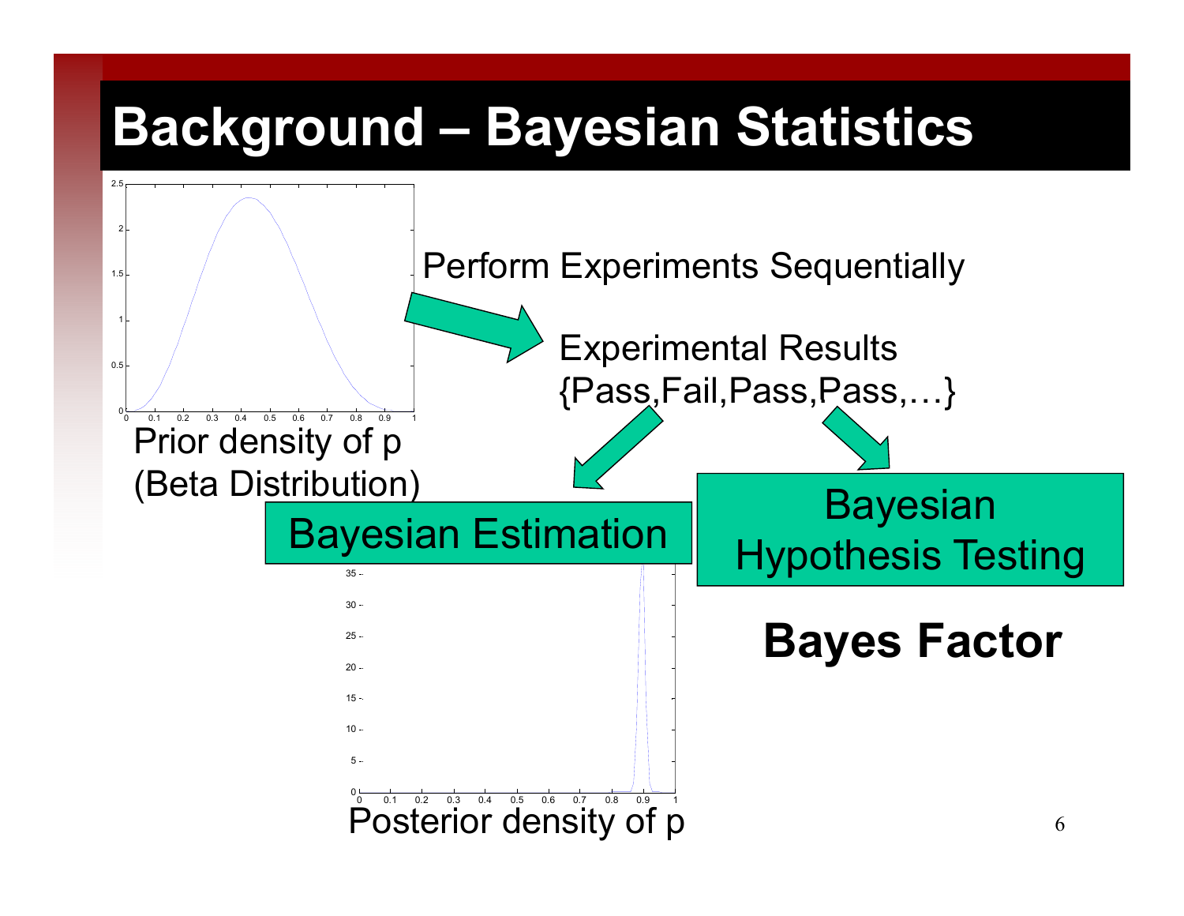# Background – Bayesian Statistics

Prior density of p (Beta Distribution)

Perform Experiments Sequentially

Experimental Results {Pass,Fail,Pass,Pass,…}

Bayesian Estimation

Posterior density of p

Bayesian Hypothesis Testing

**Bayes Factor**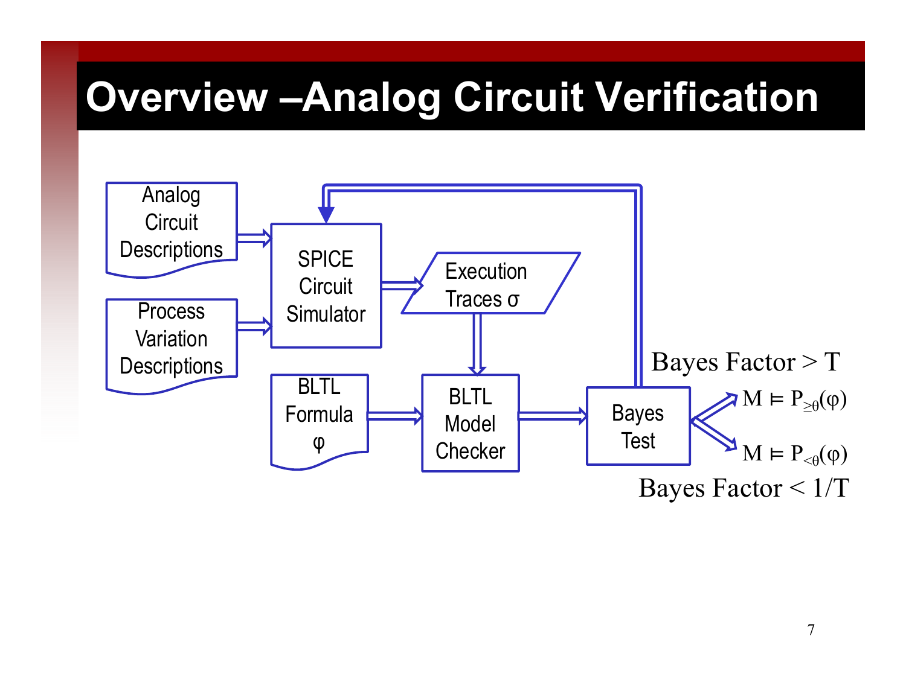# Overview –Analog Circuit Verification

Analog Circuit Descriptions

Process Variation Descriptions

SPICE Circuit Simulator

Execution Traces σ

BLTL Formula φ

BLTL Model Checker

Bayes Test

Bayes Factor > T

$M \models P_{\geq\theta}(\varphi)$

$M \models P_{<\theta}(\varphi)$

Bayes Factor < 1/T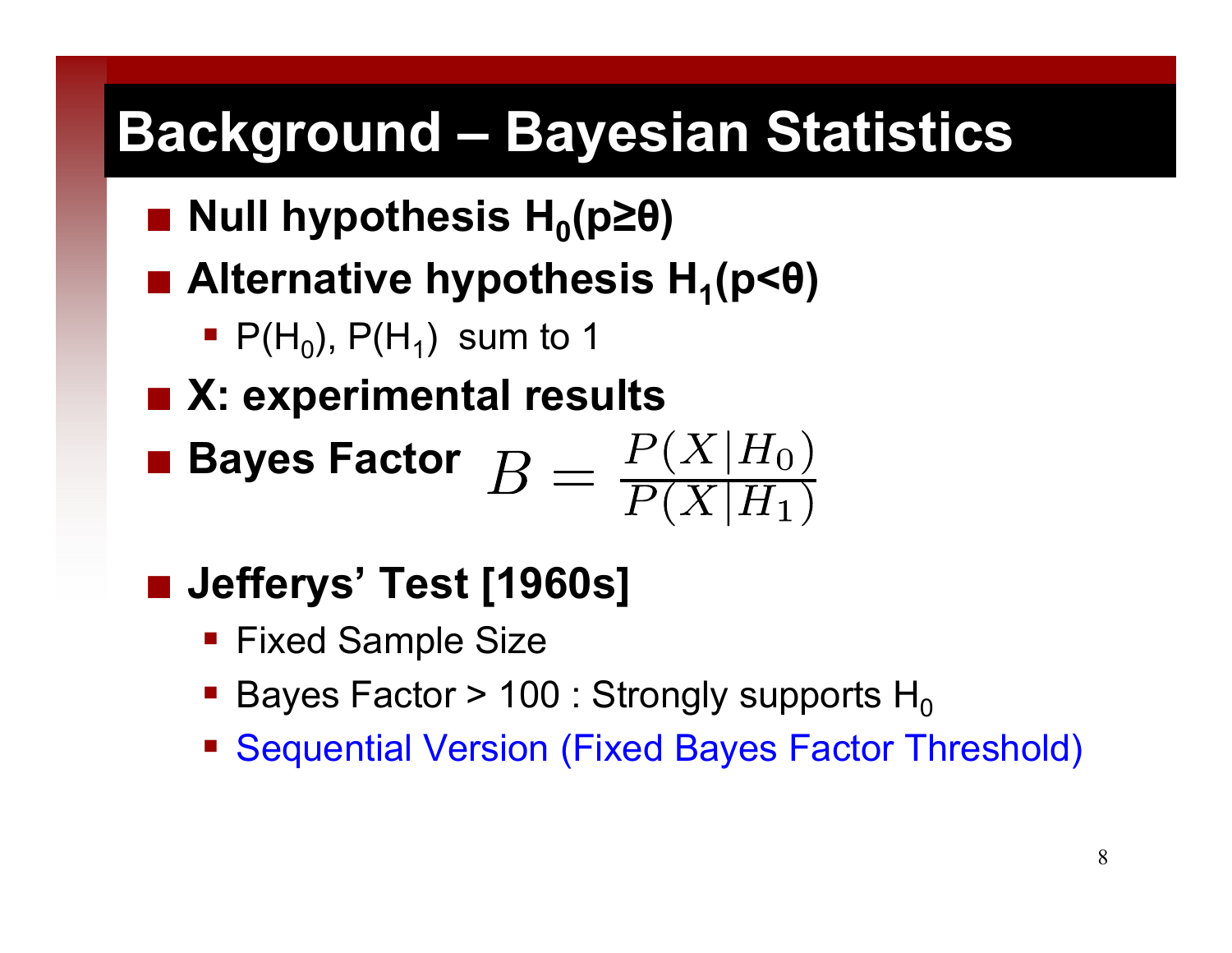# Background – Bayesian Statistics

- **Null hypothesis $H_0(p \geq \theta)$**
- **Alternative hypothesis $H_1(p < \theta)$**
  - $P(H_0)$, $P(H_1)$ sum to 1
- **X: experimental results**
- **Bayes Factor** $B = \frac{P(X|H_0)}{P(X|H_1)}$
- **Jefferys' Test [1960s]**
  - Fixed Sample Size
  - Bayes Factor > 100 : Strongly supports $H_0$
  - Sequential Version (Fixed Bayes Factor Threshold)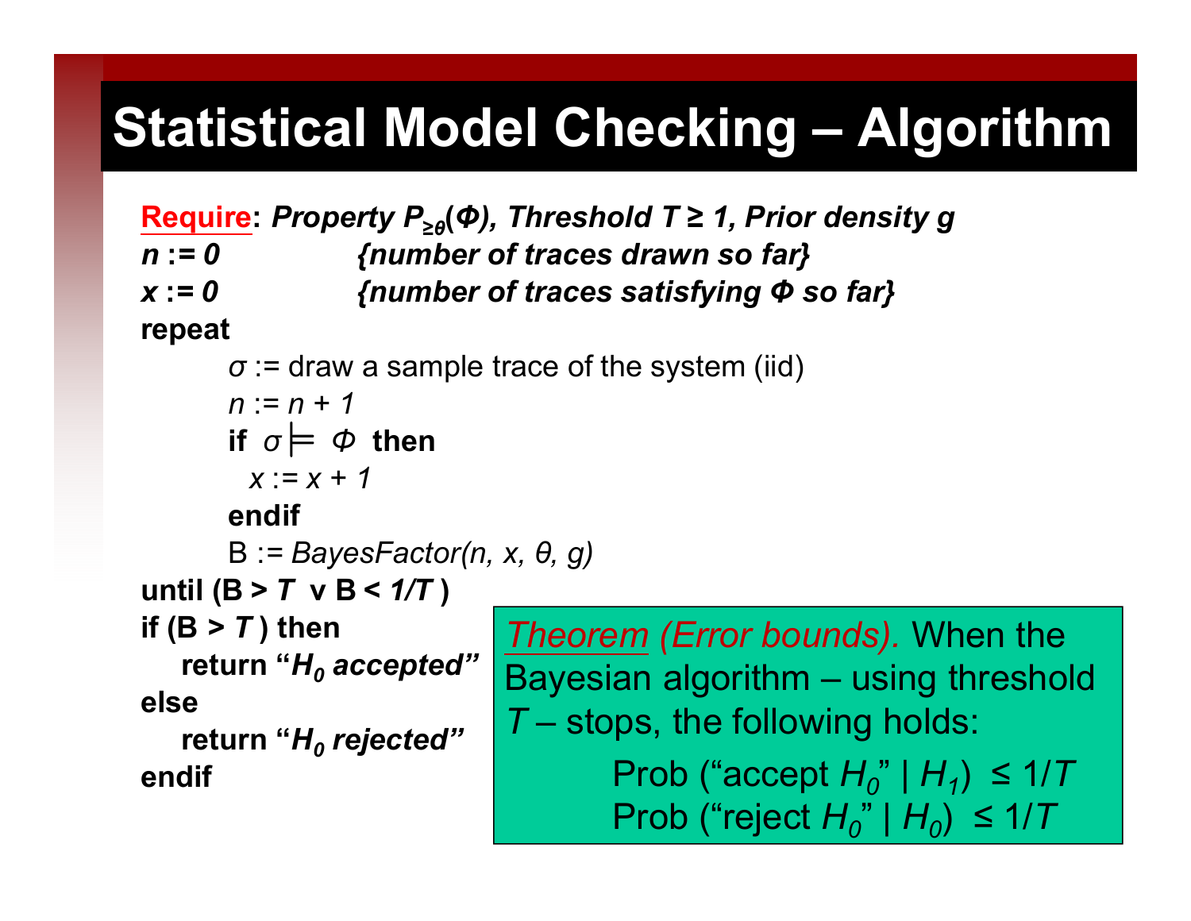# Statistical Model Checking – Algorithm

**Require**: *Property $P_{\geq\theta}(\Phi)$, Threshold $T \geq 1$, Prior density g*

```
n := 0          {number of traces drawn so far}
x := 0          {number of traces satisfying Φ so far}
repeat
    σ := draw a sample trace of the system (iid)
    n := n + 1
    if σ ⊨ Φ then
      x := x + 1
    endif
    B := BayesFactor(n, x, θ, g)
until (B > T ∨ B < 1/T )
if (B > T ) then
   return "H0 accepted"
else
   return "H0 rejected"
endif
```

*Theorem (Error bounds).* When the Bayesian algorithm – using threshold $T$ – stops, the following holds:

$$\text{Prob ("accept } H_0\text{" } | \; H_1) \leq 1/T$$

$$\text{Prob ("reject } H_0\text{" } | \; H_0) \leq 1/T$$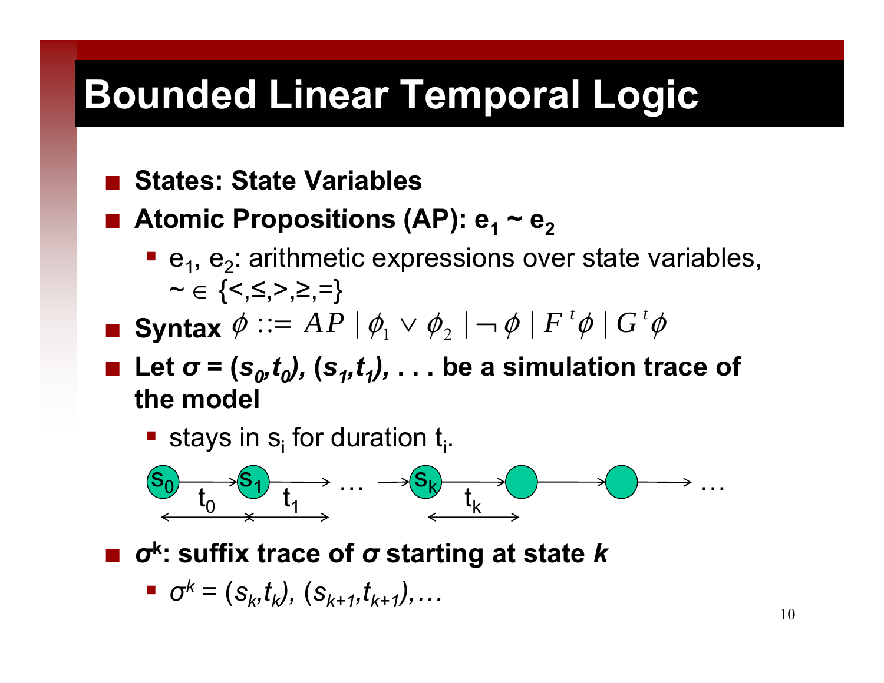# Bounded Linear Temporal Logic

- **States: State Variables**
- **Atomic Propositions (AP): $e_1 \sim e_2$**
  - $e_1$, $e_2$: arithmetic expressions over state variables, $\sim \in \{<, \leq, >, \geq, =\}$
- **Syntax** $\phi ::= AP \mid \phi_1 \vee \phi_2 \mid \neg \phi \mid F^t \phi \mid G^t \phi$
- **Let $\sigma = (s_0,t_0), (s_1,t_1), \ldots$ be a simulation trace of the model**
  - stays in $s_i$ for duration $t_i$.

$s_0 \xrightarrow{t_0} s_1 \xrightarrow{t_1} \ldots \rightarrow s_k \xrightarrow{t_k} \bigcirc \rightarrow \bigcirc \rightarrow \ldots$

- **$\sigma^k$: suffix trace of $\sigma$ starting at state $k$**
  - $\sigma^k = (s_k,t_k), (s_{k+1},t_{k+1}), \ldots$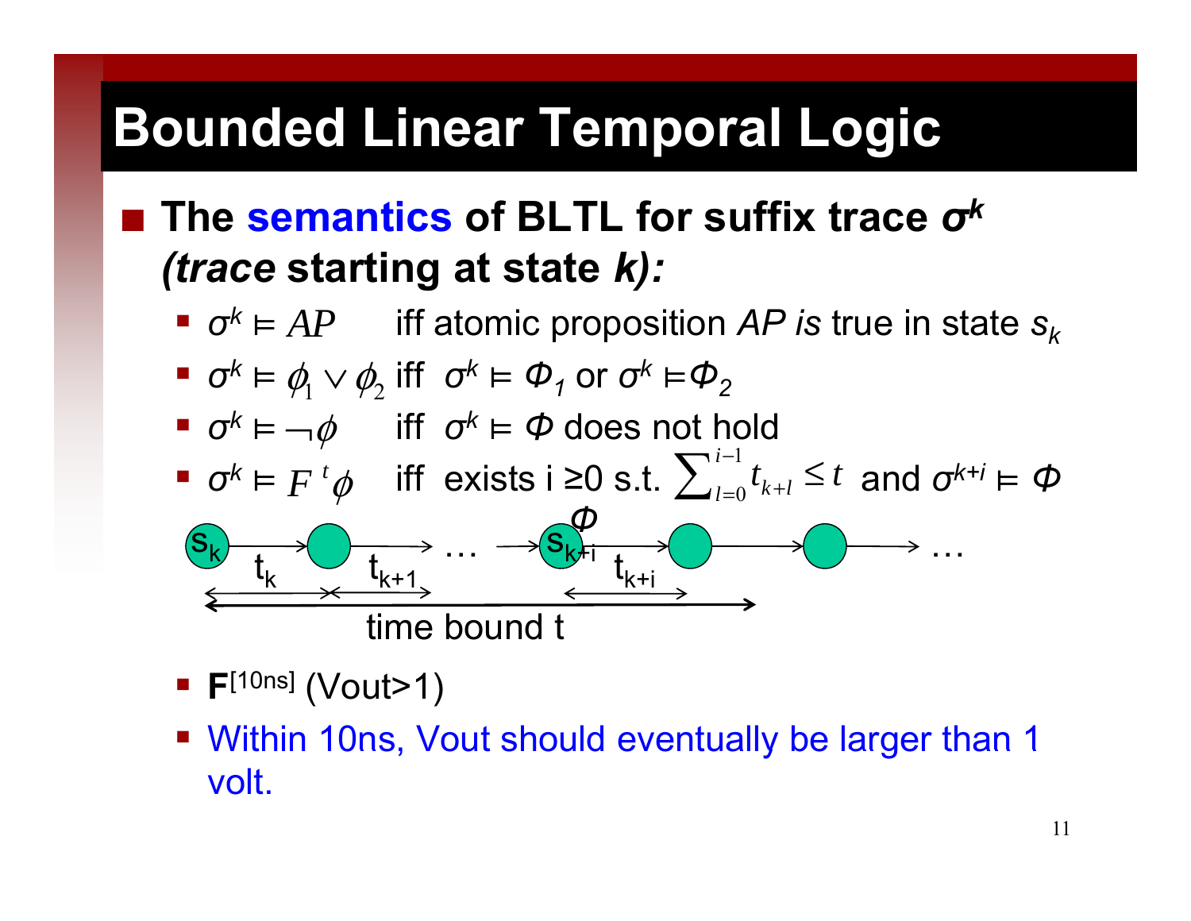# Bounded Linear Temporal Logic

- **The semantics of BLTL for suffix trace $\sigma^k$ *(trace* starting at state *k):***
  - $\sigma^k \models AP$ iff atomic proposition *AP is* true in state $s_k$
  - $\sigma^k \models \phi_1 \vee \phi_2$ iff $\sigma^k \models \Phi_1$ or $\sigma^k \models \Phi_2$
  - $\sigma^k \models \neg\phi$ iff $\sigma^k \models \Phi$ does not hold
  - $\sigma^k \models F^t\phi$ iff exists i ≥0 s.t. $\sum_{l=0}^{i-1} t_{k+l} \leq t$ and $\sigma^{k+i} \models \Phi$

$s_k$ —$t_k$→ ○ —$t_{k+1}$→ … → $s_{k+i}$ ($\Phi$) —$t_{k+i}$→ ○ → ○ → …

time bound t

  - **F**[10ns] (Vout>1)
  - Within 10ns, Vout should eventually be larger than 1 volt.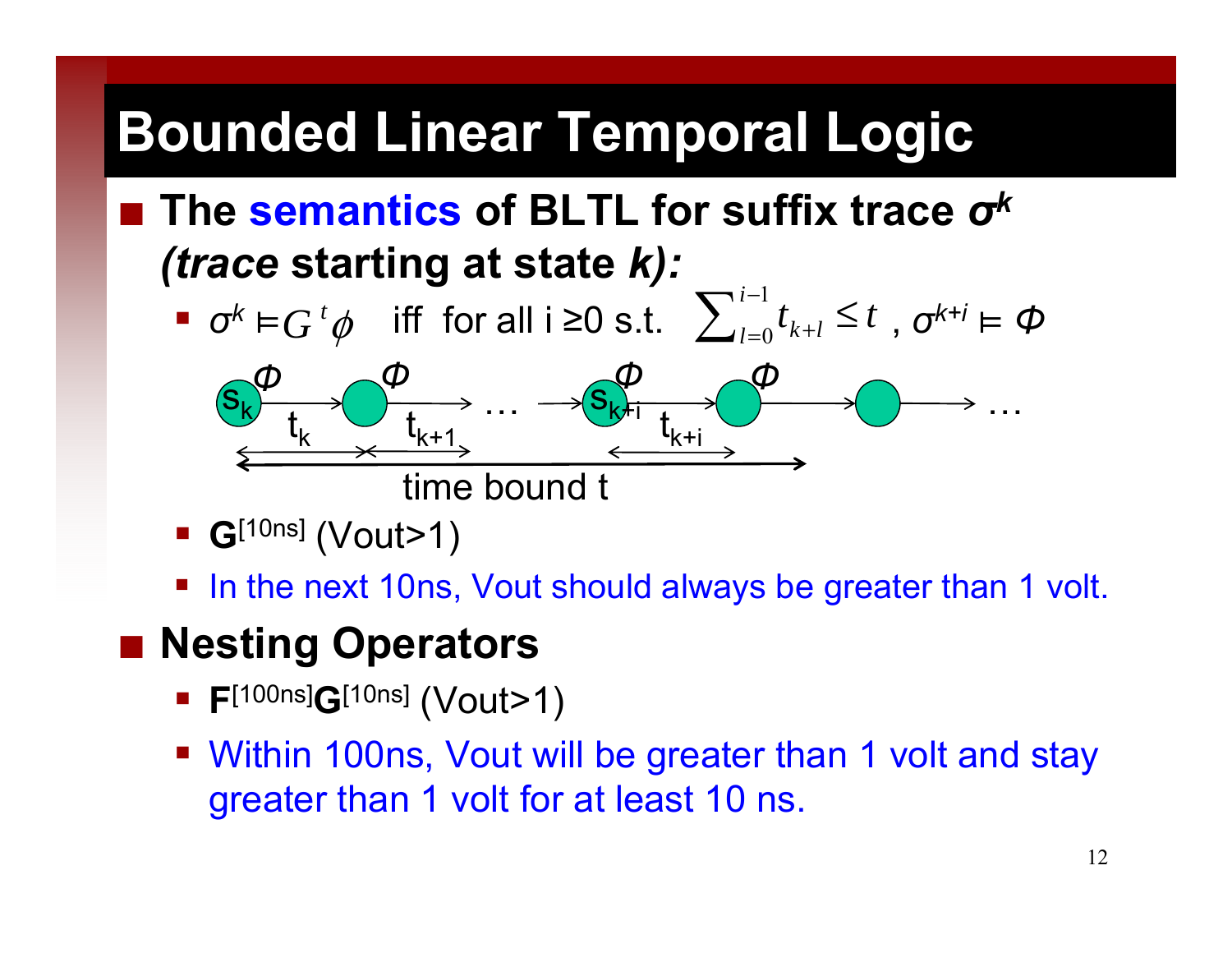# Bounded Linear Temporal Logic

- **The semantics of BLTL for suffix trace $\sigma^k$ *(trace* starting at state *k):***
  - $\sigma^k \vDash G^t \phi$ iff for all i ≥0 s.t. $\sum_{l=0}^{i-1} t_{k+l} \leq t$ , $\sigma^{k+i} \vDash \Phi$

  $s_k$ —$\Phi$, $t_k$→ ○ —$\Phi$, $t_{k+1}$→ … → $s_{k+i}$ —$\Phi$, $t_{k+i}$→ ○ —$\Phi$→ ○ → …

  time bound t

  - **G**$^{[10ns]}$ (Vout>1)
  - In the next 10ns, Vout should always be greater than 1 volt.

- **Nesting Operators**
  - **F**$^{[100ns]}$**G**$^{[10ns]}$ (Vout>1)
  - Within 100ns, Vout will be greater than 1 volt and stay greater than 1 volt for at least 10 ns.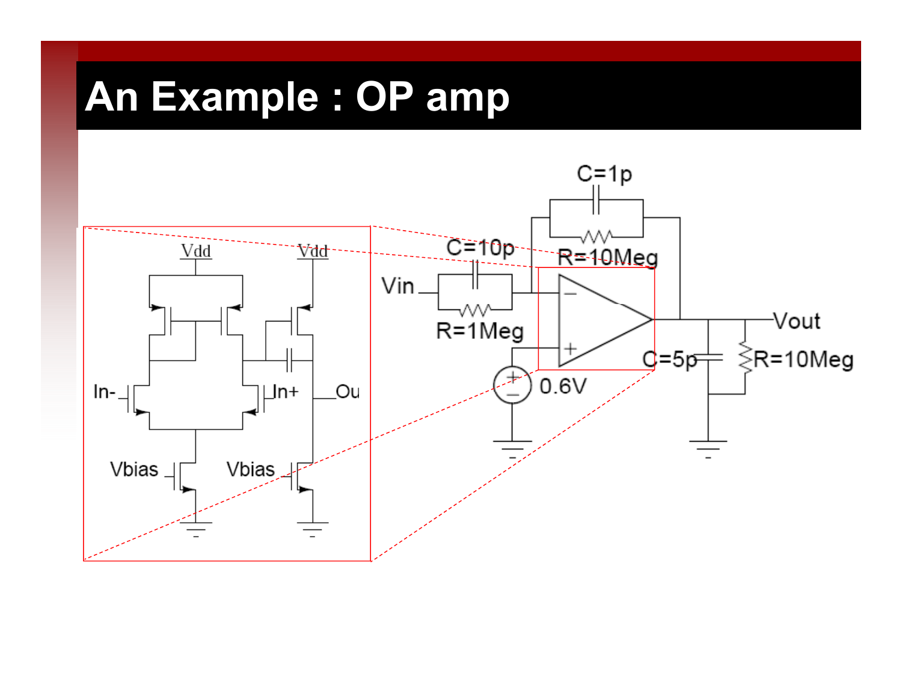# An Example : OP amp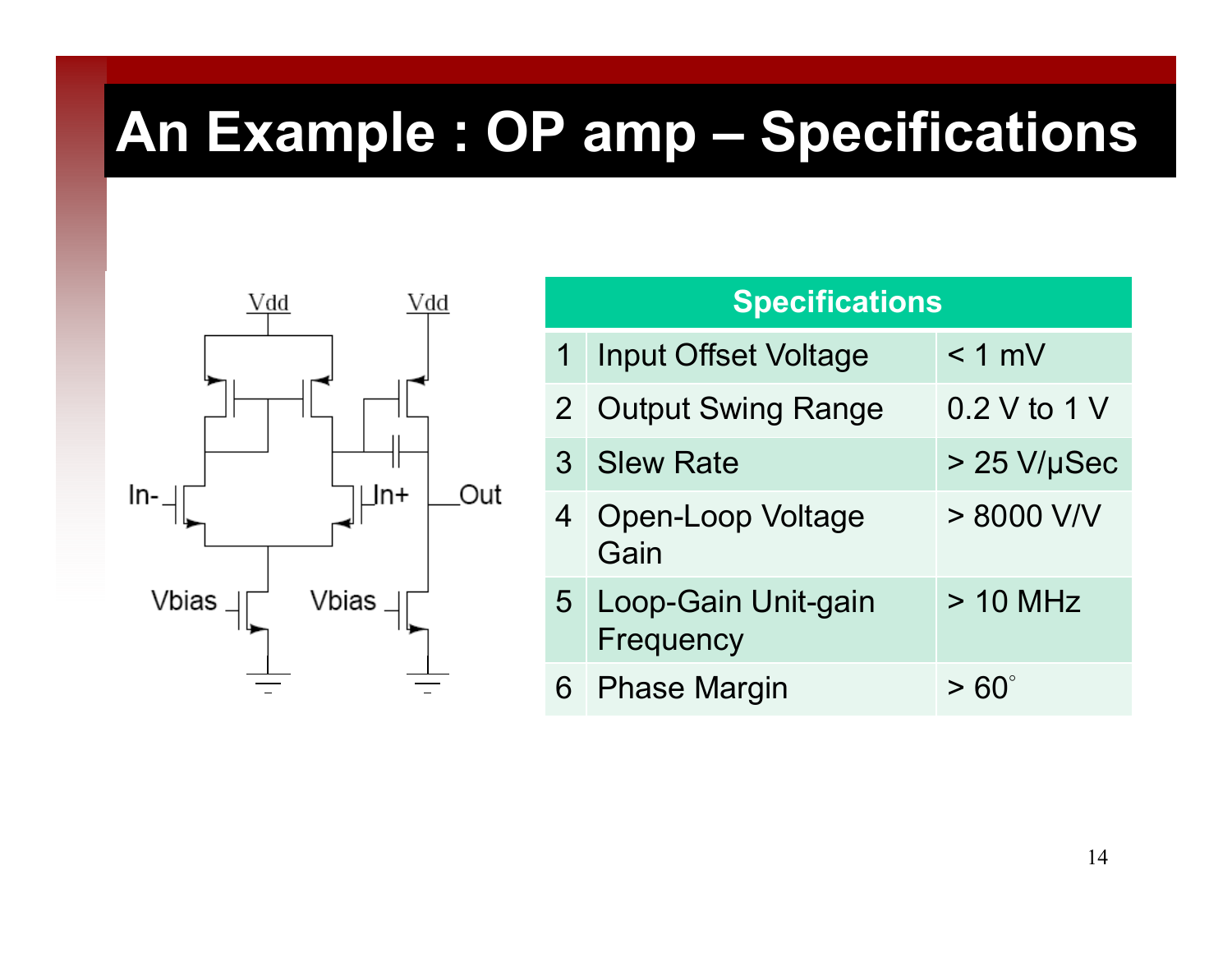# An Example : OP amp – Specifications

| Specifications | | |
|---|---|---|
| 1 | Input Offset Voltage | < 1 mV |
| 2 | Output Swing Range | 0.2 V to 1 V |
| 3 | Slew Rate | > 25 V/μSec |
| 4 | Open-Loop Voltage Gain | > 8000 V/V |
| 5 | Loop-Gain Unit-gain Frequency | > 10 MHz |
| 6 | Phase Margin | > 60° |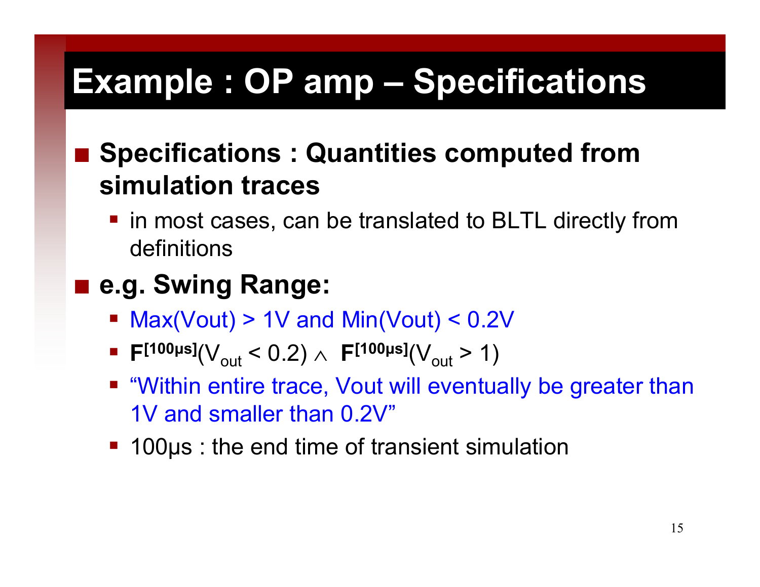# Example : OP amp – Specifications

- **Specifications : Quantities computed from simulation traces**
  - in most cases, can be translated to BLTL directly from definitions
- **e.g. Swing Range:**
  - Max(Vout) > 1V and Min(Vout) < 0.2V
  - $\mathbf{F}^{[100\mu s]}(V_{out} < 0.2) \wedge \mathbf{F}^{[100\mu s]}(V_{out} > 1)$
  - "Within entire trace, Vout will eventually be greater than 1V and smaller than 0.2V"
  - 100μs : the end time of transient simulation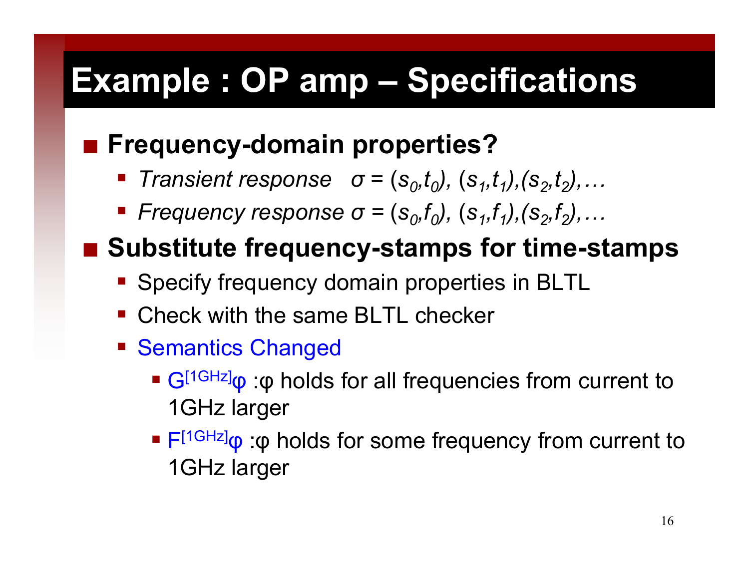# Example : OP amp – Specifications

- **Frequency-domain properties?**
  - *Transient response* $\sigma = (s_0,t_0), (s_1,t_1),(s_2,t_2),\ldots$
  - *Frequency response* $\sigma = (s_0,f_0), (s_1,f_1),(s_2,f_2),\ldots$
- **Substitute frequency-stamps for time-stamps**
  - Specify frequency domain properties in BLTL
  - Check with the same BLTL checker
  - Semantics Changed
    - $G^{[1GHz]}\varphi$ :φ holds for all frequencies from current to 1GHz larger
    - $F^{[1GHz]}\varphi$ :φ holds for some frequency from current to 1GHz larger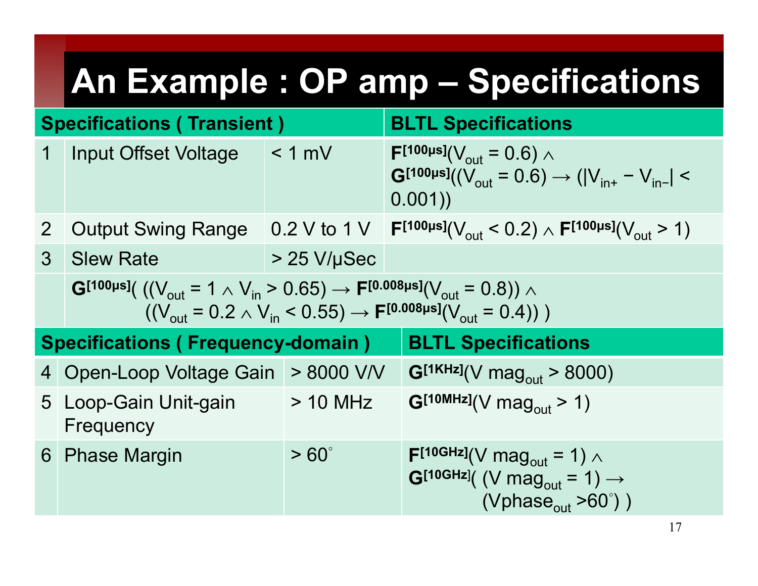# An Example : OP amp – Specifications

| Specifications ( Transient ) | | | BLTL Specifications |
|---|---|---|---|
| 1 | Input Offset Voltage | < 1 mV | $\mathbf{F}^{[100\mu s]}(V_{out} = 0.6) \wedge \mathbf{G}^{[100\mu s]}((V_{out} = 0.6) \rightarrow (\lvert V_{in+} - V_{in-}\rvert < 0.001))$ |
| 2 | Output Swing Range | 0.2 V to 1 V | $\mathbf{F}^{[100\mu s]}(V_{out} < 0.2) \wedge \mathbf{F}^{[100\mu s]}(V_{out} > 1)$ |
| 3 | Slew Rate | > 25 V/μSec | |
| | $\mathbf{G}^{[100\mu s]}(((V_{out} = 1 \wedge V_{in} > 0.65) \rightarrow \mathbf{F}^{[0.008\mu s]}(V_{out} = 0.8)) \wedge ((V_{out} = 0.2 \wedge V_{in} < 0.55) \rightarrow \mathbf{F}^{[0.008\mu s]}(V_{out} = 0.4)))$ | | |

| Specifications ( Frequency-domain ) | | | BLTL Specifications |
|---|---|---|---|
| 4 | Open-Loop Voltage Gain | > 8000 V/V | $\mathbf{G}^{[1KHz]}(V\ mag_{out} > 8000)$ |
| 5 | Loop-Gain Unit-gain Frequency | > 10 MHz | $\mathbf{G}^{[10MHz]}(V\ mag_{out} > 1)$ |
| 6 | Phase Margin | > 60° | $\mathbf{F}^{[10GHz]}(V\ mag_{out} = 1) \wedge \mathbf{G}^{[10GHz]}((V\ mag_{out} = 1) \rightarrow (Vphase_{out} > 60^{\circ}))$ |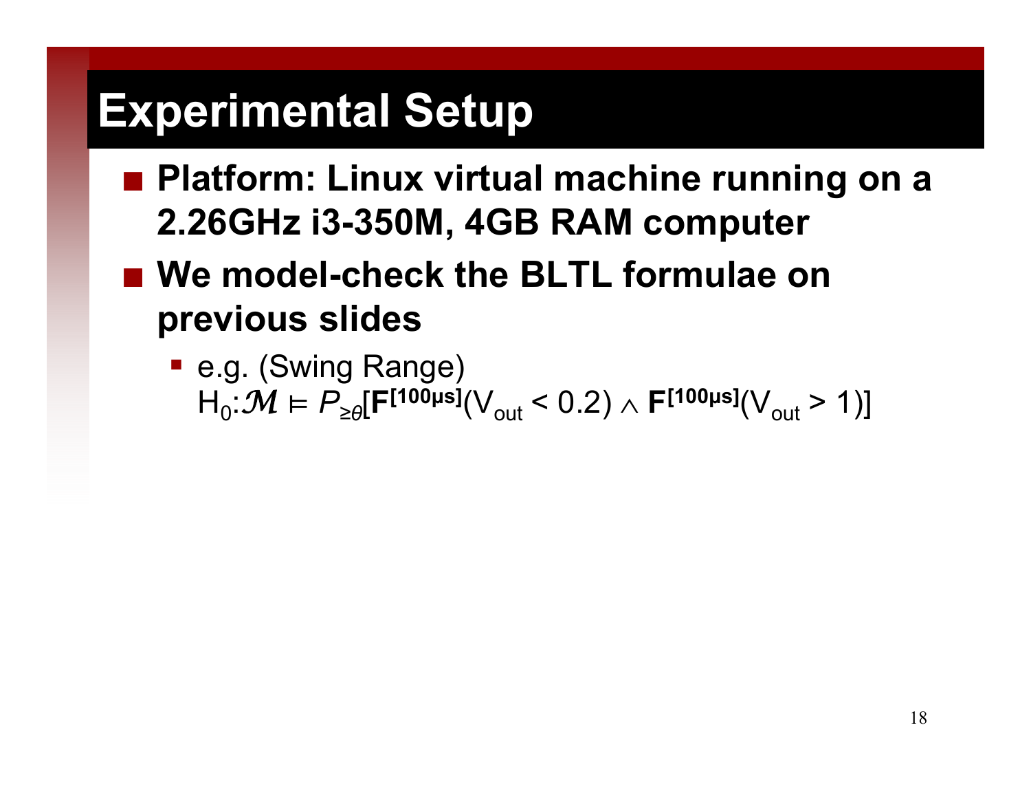# Experimental Setup

- **Platform: Linux virtual machine running on a 2.26GHz i3-350M, 4GB RAM computer**
- **We model-check the BLTL formulae on previous slides**
  - e.g. (Swing Range)
    $H_0: \mathcal{M} \models P_{\geq\theta}[\mathbf{F}^{[100\mu s]}(V_{out} < 0.2) \wedge \mathbf{F}^{[100\mu s]}(V_{out} > 1)]$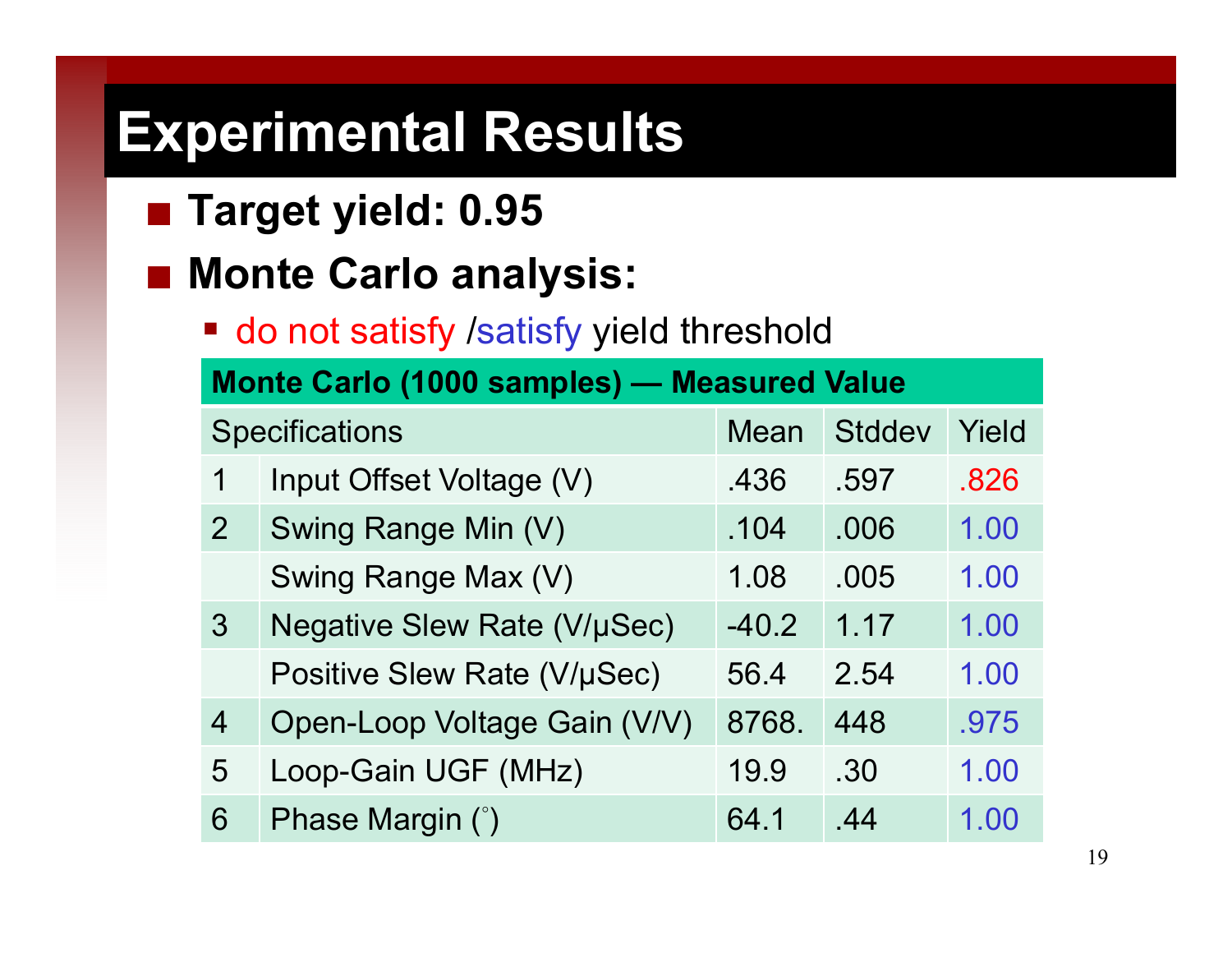# Experimental Results

- **Target yield: 0.95**
- **Monte Carlo analysis:**
  - do not satisfy /satisfy yield threshold

| **Monte Carlo (1000 samples) — Measured Value** | | | | |
|---|---|---|---|---|
| Specifications | | Mean | Stddev | Yield |
| 1 | Input Offset Voltage (V) | .436 | .597 | .826 |
| 2 | Swing Range Min (V) | .104 | .006 | 1.00 |
| | Swing Range Max (V) | 1.08 | .005 | 1.00 |
| 3 | Negative Slew Rate (V/μSec) | -40.2 | 1.17 | 1.00 |
| | Positive Slew Rate (V/μSec) | 56.4 | 2.54 | 1.00 |
| 4 | Open-Loop Voltage Gain (V/V) | 8768. | 448 | .975 |
| 5 | Loop-Gain UGF (MHz) | 19.9 | .30 | 1.00 |
| 6 | Phase Margin (°) | 64.1 | .44 | 1.00 |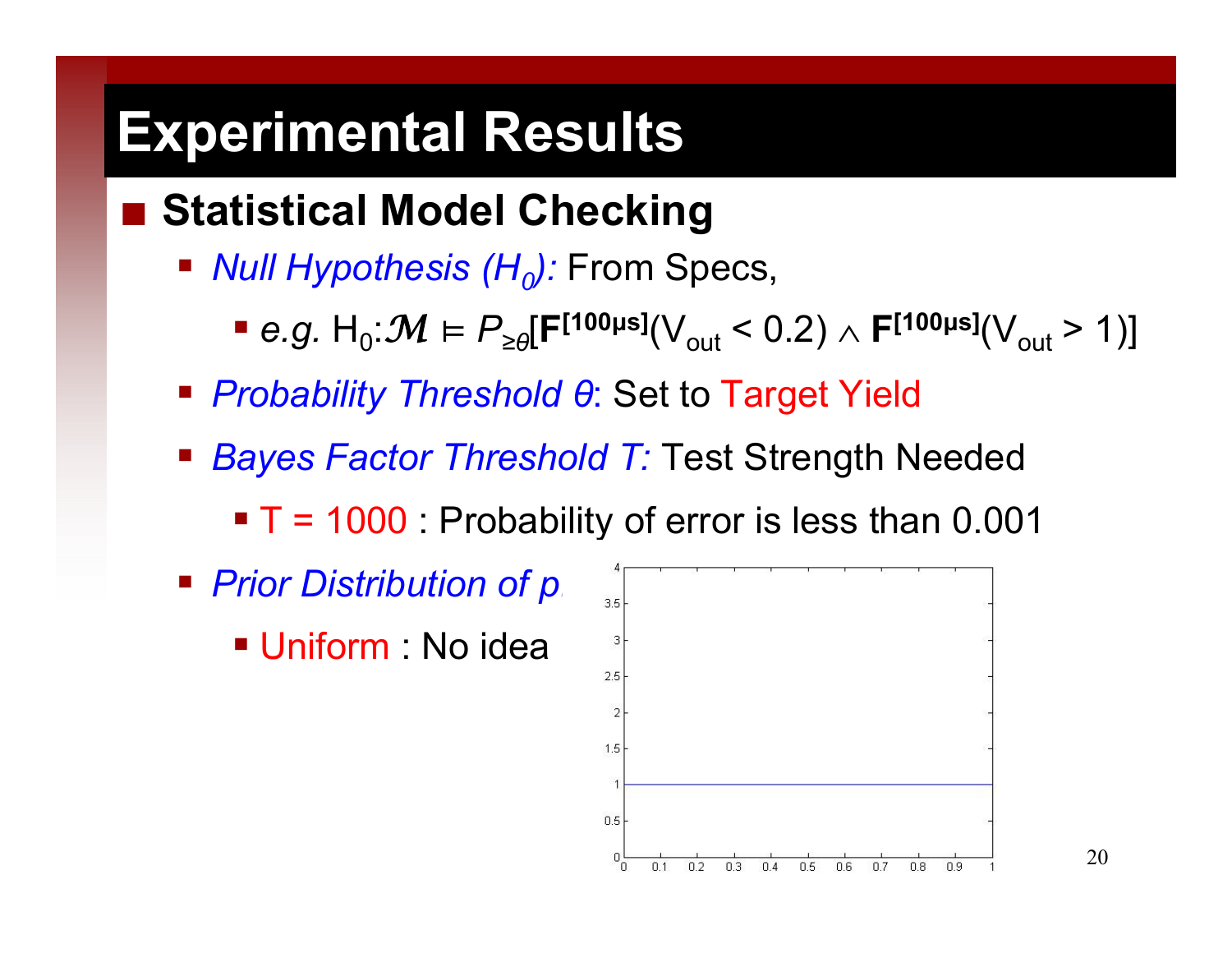# Experimental Results

- **Statistical Model Checking**
  - *Null Hypothesis ($H_0$):* From Specs,
    - *e.g.* $H_0: \mathcal{M} \models P_{\geq\theta}[\mathbf{F}^{[100\mu s]}(V_{out} < 0.2) \wedge \mathbf{F}^{[100\mu s]}(V_{out} > 1)]$
  - *Probability Threshold θ*: Set to Target Yield
  - *Bayes Factor Threshold T:* Test Strength Needed
    - T = 1000 : Probability of error is less than 0.001
  - *Prior Distribution of p*
    - Uniform : No idea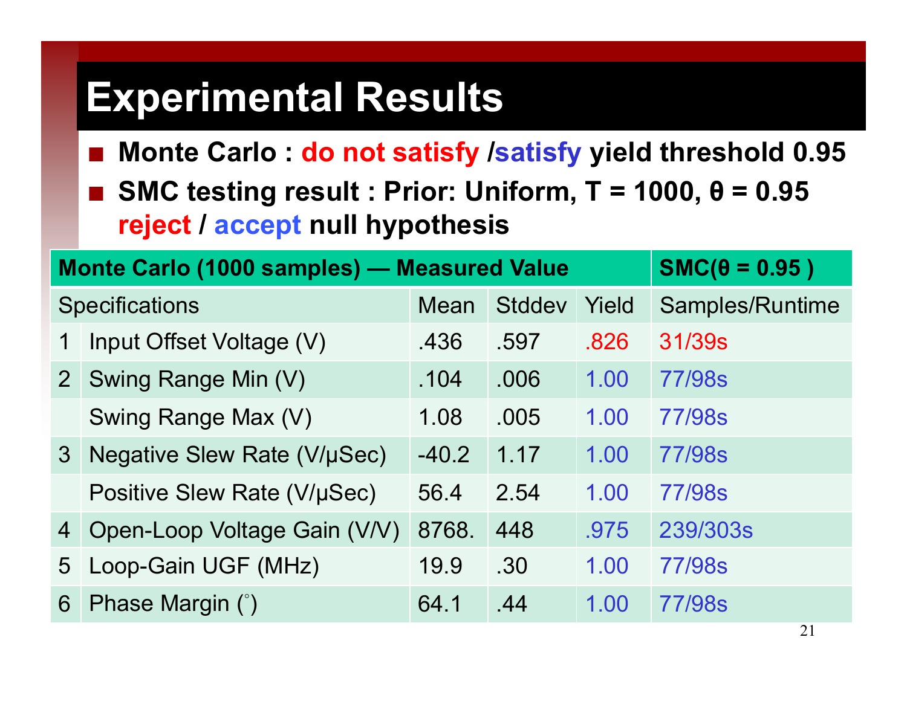# Experimental Results

- **Monte Carlo : do not satisfy /satisfy yield threshold 0.95**
- **SMC testing result : Prior: Uniform, T = 1000, θ = 0.95 reject / accept null hypothesis**

| Monte Carlo (1000 samples) — Measured Value | | | | | SMC(θ = 0.95 ) |
|---|---|---|---|---|---|
| Specifications | | Mean | Stddev | Yield | Samples/Runtime |
| 1 | Input Offset Voltage (V) | .436 | .597 | .826 | 31/39s |
| 2 | Swing Range Min (V) | .104 | .006 | 1.00 | 77/98s |
| | Swing Range Max (V) | 1.08 | .005 | 1.00 | 77/98s |
| 3 | Negative Slew Rate (V/μSec) | -40.2 | 1.17 | 1.00 | 77/98s |
| | Positive Slew Rate (V/μSec) | 56.4 | 2.54 | 1.00 | 77/98s |
| 4 | Open-Loop Voltage Gain (V/V) | 8768. | 448 | .975 | 239/303s |
| 5 | Loop-Gain UGF (MHz) | 19.9 | .30 | 1.00 | 77/98s |
| 6 | Phase Margin (˚) | 64.1 | .44 | 1.00 | 77/98s |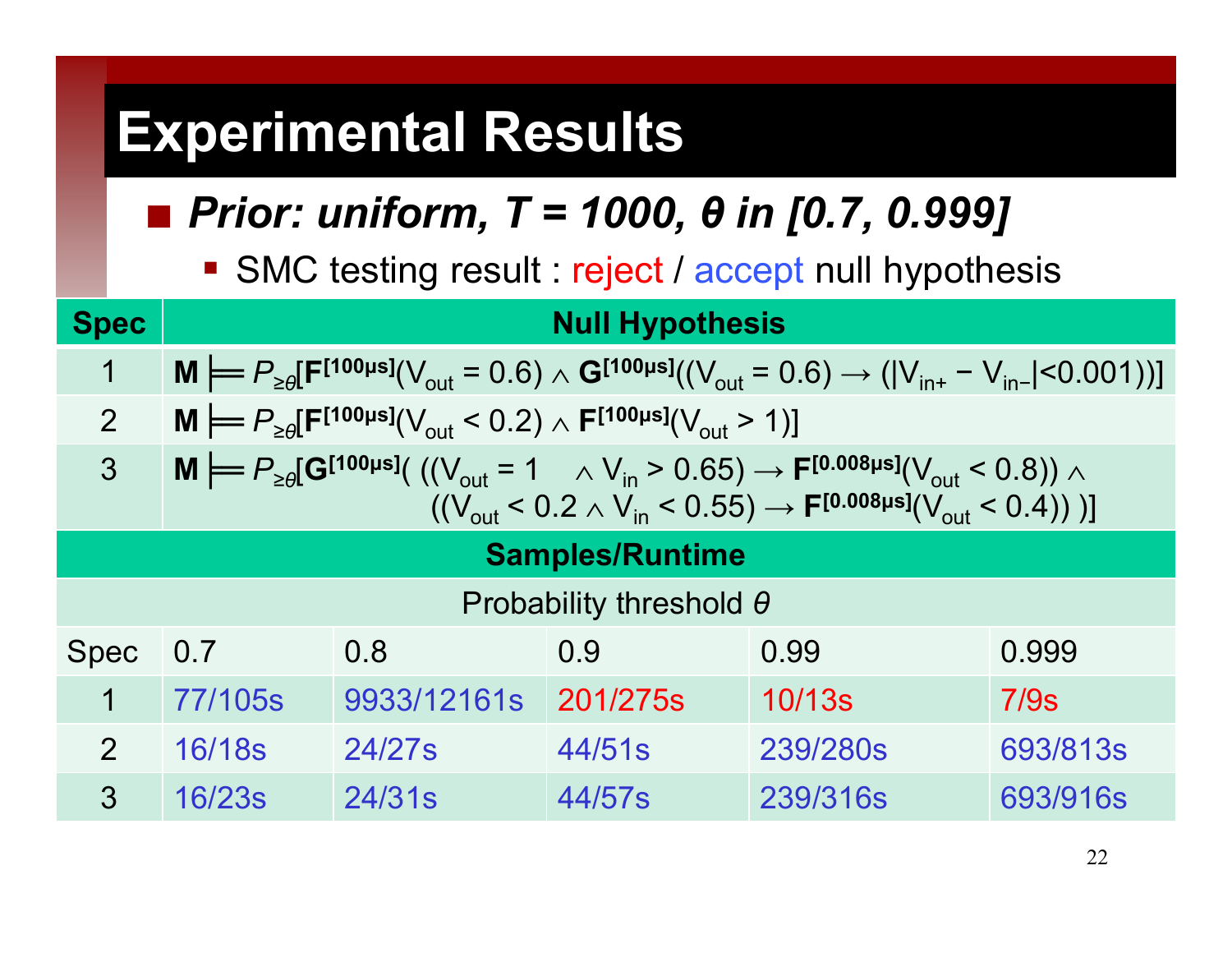# Experimental Results

- ***Prior: uniform, T = 1000, θ in [0.7, 0.999]***
  - SMC testing result : reject / accept null hypothesis

| Spec | Null Hypothesis |
|---|---|
| 1 | $\mathbf{M} \models P_{\geq\theta}[\mathbf{F}^{[100\mu s]}(V_{out} = 0.6) \wedge \mathbf{G}^{[100\mu s]}((V_{out} = 0.6) \rightarrow (\lvert V_{in+} - V_{in-}\rvert < 0.001))]$ |
| 2 | $\mathbf{M} \models P_{\geq\theta}[\mathbf{F}^{[100\mu s]}(V_{out} < 0.2) \wedge \mathbf{F}^{[100\mu s]}(V_{out} > 1)]$ |
| 3 | $\mathbf{M} \models P_{\geq\theta}[\mathbf{G}^{[100\mu s]}(\ ((V_{out} = 1 \wedge V_{in} > 0.65) \rightarrow \mathbf{F}^{[0.008\mu s]}(V_{out} < 0.8)) \wedge ((V_{out} < 0.2 \wedge V_{in} < 0.55) \rightarrow \mathbf{F}^{[0.008\mu s]}(V_{out} < 0.4))\ )]$ |

**Samples/Runtime**

| | Probability threshold $\theta$ | | | | |
|---|---|---|---|---|---|
| Spec | 0.7 | 0.8 | 0.9 | 0.99 | 0.999 |
| 1 | 77/105s (accept) | 9933/12161s (accept) | 201/275s (reject) | 10/13s (reject) | 7/9s (reject) |
| 2 | 16/18s (accept) | 24/27s (accept) | 44/51s (accept) | 239/280s (accept) | 693/813s (accept) |
| 3 | 16/23s (accept) | 24/31s (accept) | 44/57s (accept) | 239/316s (accept) | 693/916s (accept) |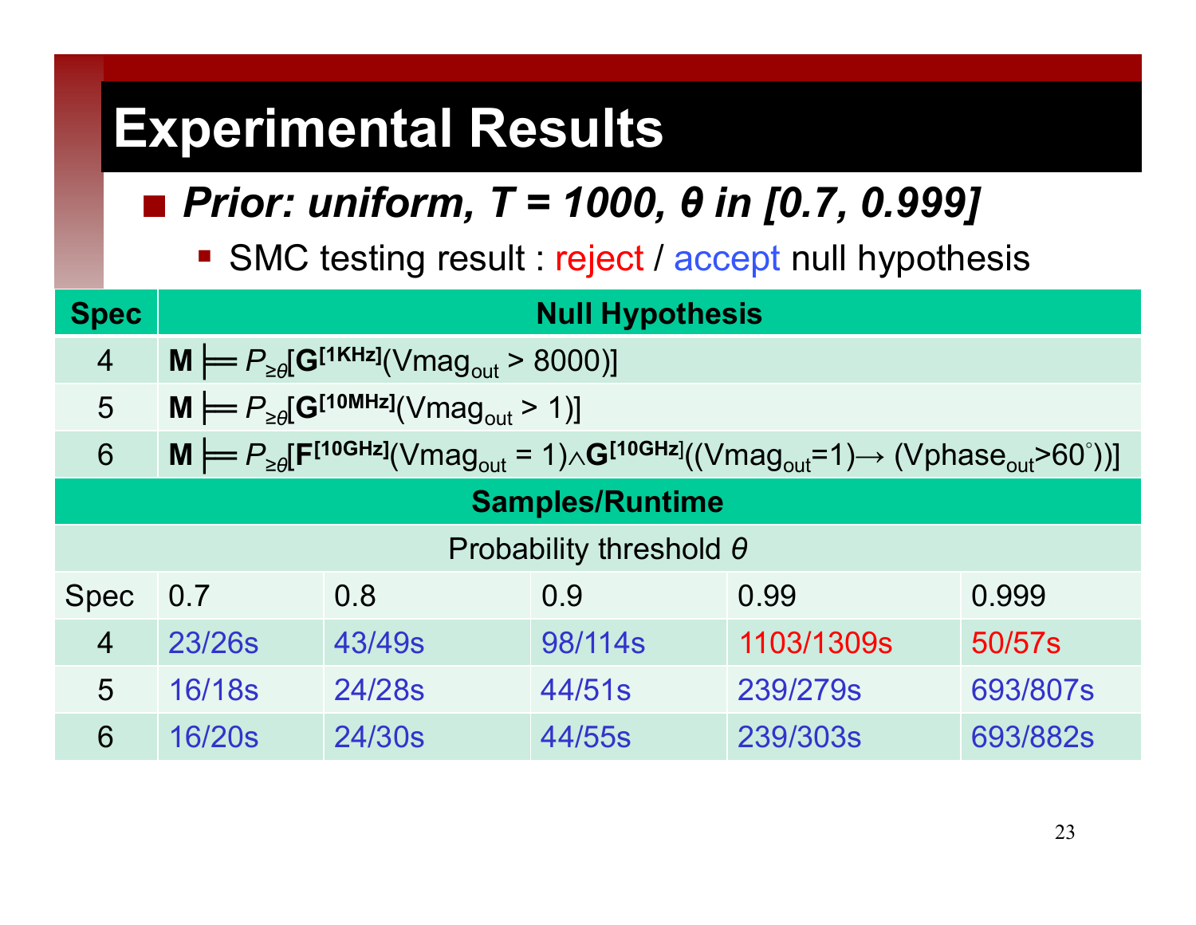# Experimental Results

- ***Prior: uniform, T = 1000, θ in [0.7, 0.999]***
  - SMC testing result : reject / accept null hypothesis

| Spec | Null Hypothesis |
|---|---|
| 4 | $\mathbf{M} \models P_{\geq\theta}[\mathbf{G}^{[1KHz]}(Vmag_{out} > 8000)]$ |
| 5 | $\mathbf{M} \models P_{\geq\theta}[\mathbf{G}^{[10MHz]}(Vmag_{out} > 1)]$ |
| 6 | $\mathbf{M} \models P_{\geq\theta}[\mathbf{F}^{[10GHz]}(Vmag_{out} = 1) \wedge \mathbf{G}^{[10GHz]}((Vmag_{out}=1) \rightarrow (Vphase_{out}>60^{\circ}))]$ |

**Samples/Runtime**

| | Probability threshold $\theta$ | | | | |
|---|---|---|---|---|---|
| Spec | 0.7 | 0.8 | 0.9 | 0.99 | 0.999 |
| 4 | 23/26s (accept) | 43/49s (accept) | 98/114s (accept) | 1103/1309s (reject) | 50/57s (reject) |
| 5 | 16/18s (accept) | 24/28s (accept) | 44/51s (accept) | 239/279s (accept) | 693/807s (accept) |
| 6 | 16/20s (accept) | 24/30s (accept) | 44/55s (accept) | 239/303s (accept) | 693/882s (accept) |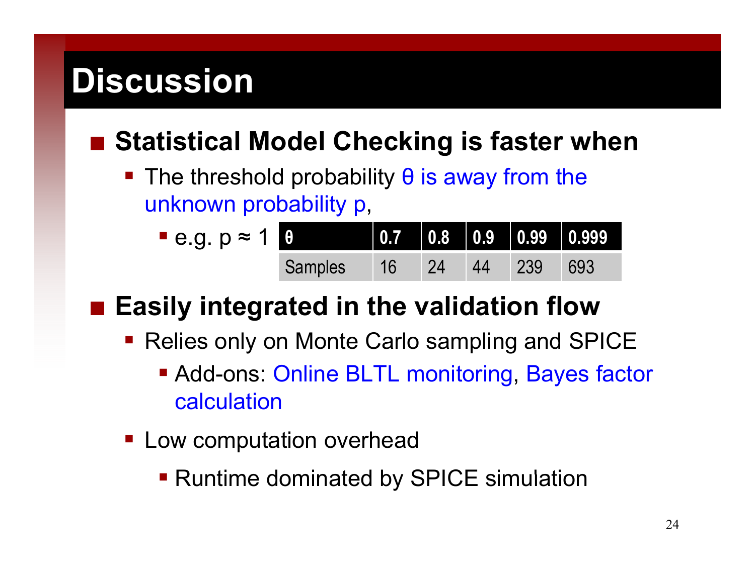# Discussion

- **Statistical Model Checking is faster when**
  - The threshold probability θ is away from the unknown probability p,
    - e.g. p ≈ 1

| θ | 0.7 | 0.8 | 0.9 | 0.99 | 0.999 |
|---|---|---|---|---|---|
| Samples | 16 | 24 | 44 | 239 | 693 |

- **Easily integrated in the validation flow**
  - Relies only on Monte Carlo sampling and SPICE
    - Add-ons: Online BLTL monitoring, Bayes factor calculation
  - Low computation overhead
    - Runtime dominated by SPICE simulation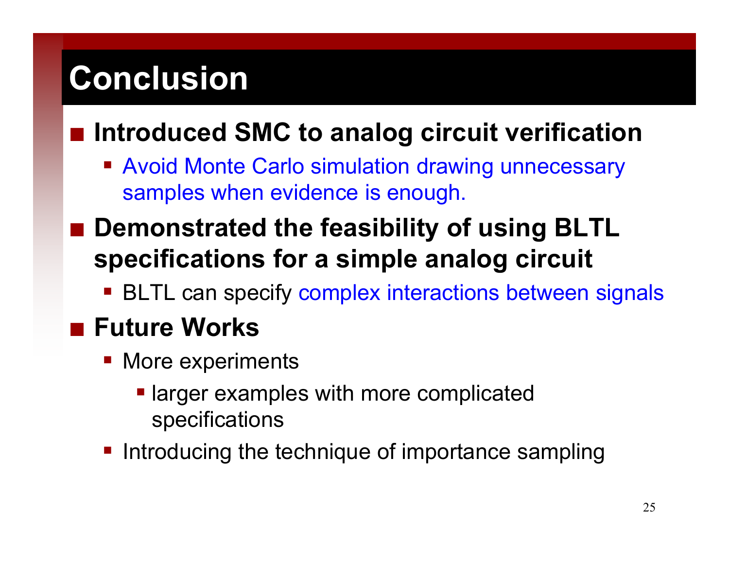# Conclusion

- **Introduced SMC to analog circuit verification**
  - Avoid Monte Carlo simulation drawing unnecessary samples when evidence is enough.
- **Demonstrated the feasibility of using BLTL specifications for a simple analog circuit**
  - BLTL can specify complex interactions between signals
- **Future Works**
  - More experiments
    - larger examples with more complicated specifications
  - Introducing the technique of importance sampling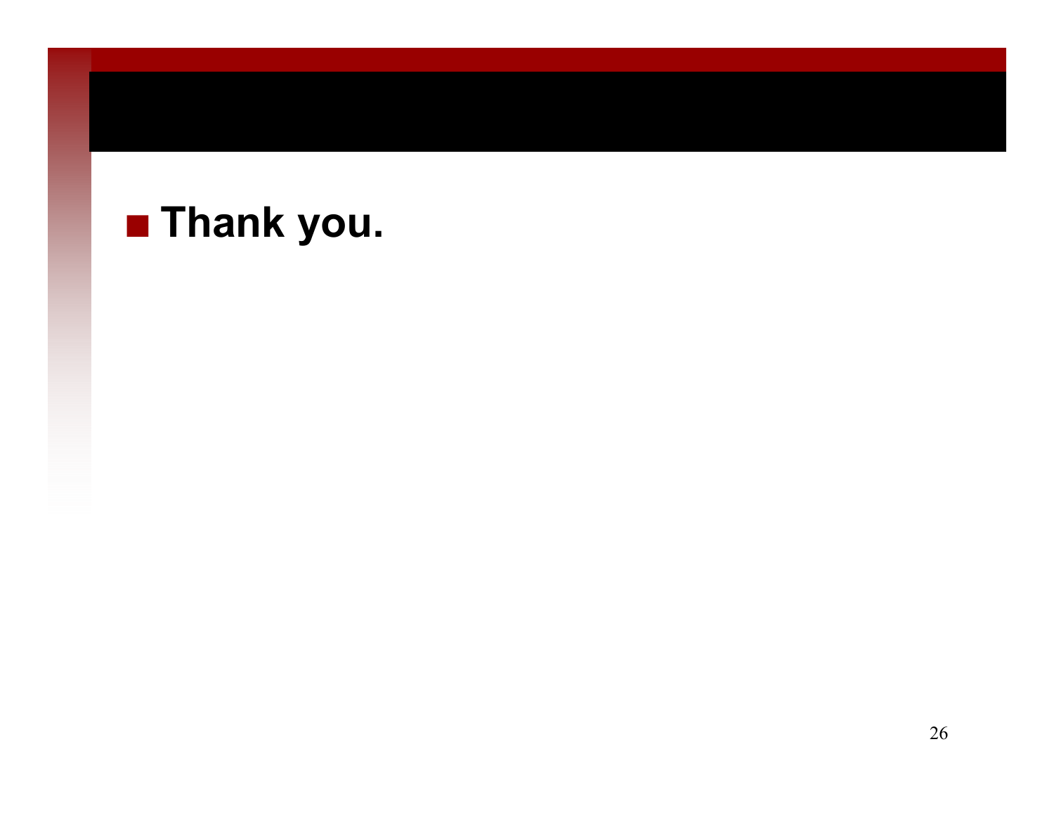- **Thank you.**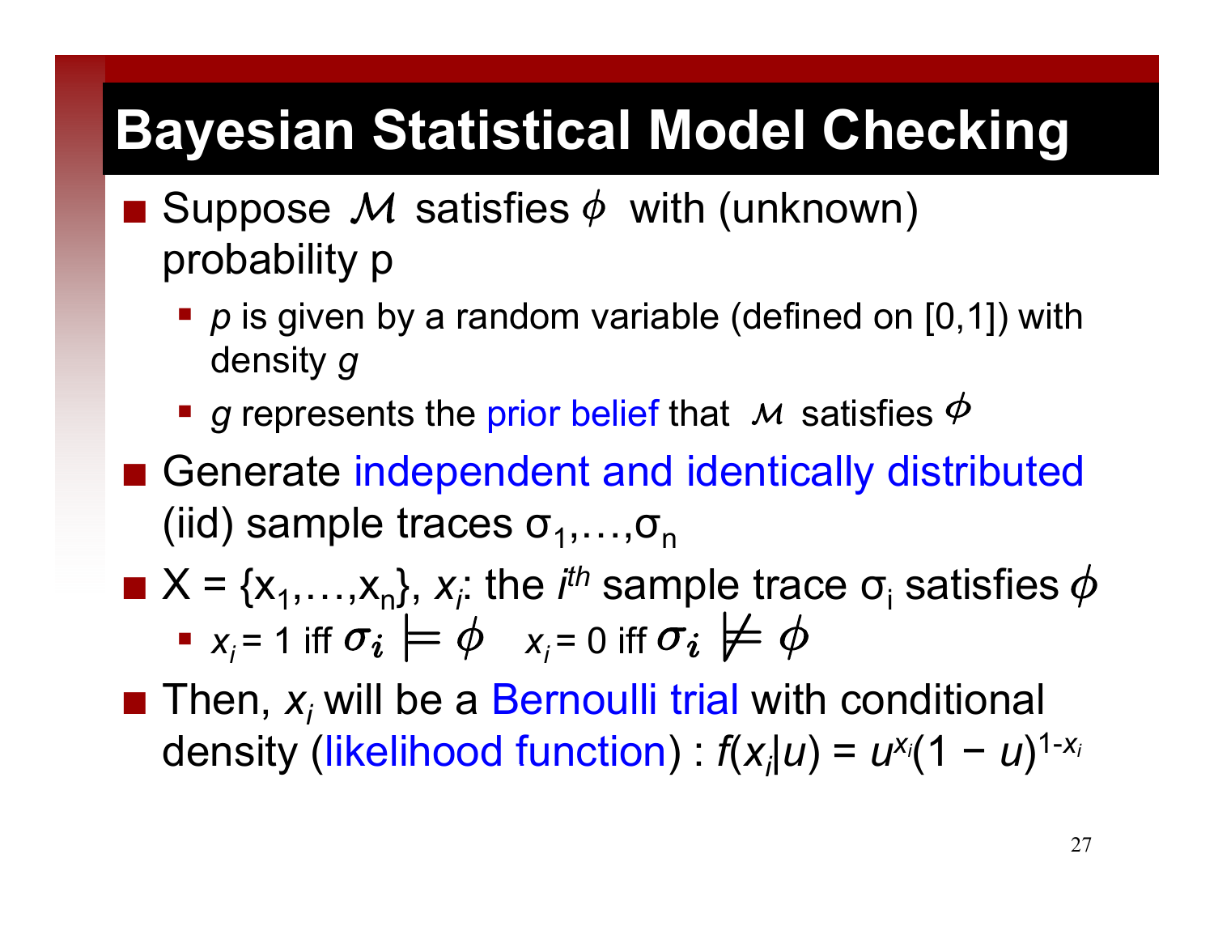# Bayesian Statistical Model Checking

- Suppose $\mathcal{M}$ satisfies $\phi$ with (unknown) probability p
  - *p* is given by a random variable (defined on [0,1]) with density *g*
  - *g* represents the prior belief that $\mathcal{M}$ satisfies $\phi$
- Generate independent and identically distributed (iid) sample traces $\sigma_1,\ldots,\sigma_n$
- $X = \{x_1,\ldots,x_n\}$, $x_i$: the $i^{th}$ sample trace $\sigma_i$ satisfies $\phi$
  - $x_i = 1$ iff $\sigma_i \models \phi$   $x_i = 0$ iff $\sigma_i \not\models \phi$
- Then, $x_i$ will be a Bernoulli trial with conditional density (likelihood function) : $f(x_i|u) = u^{x_i}(1 - u)^{1-x_i}$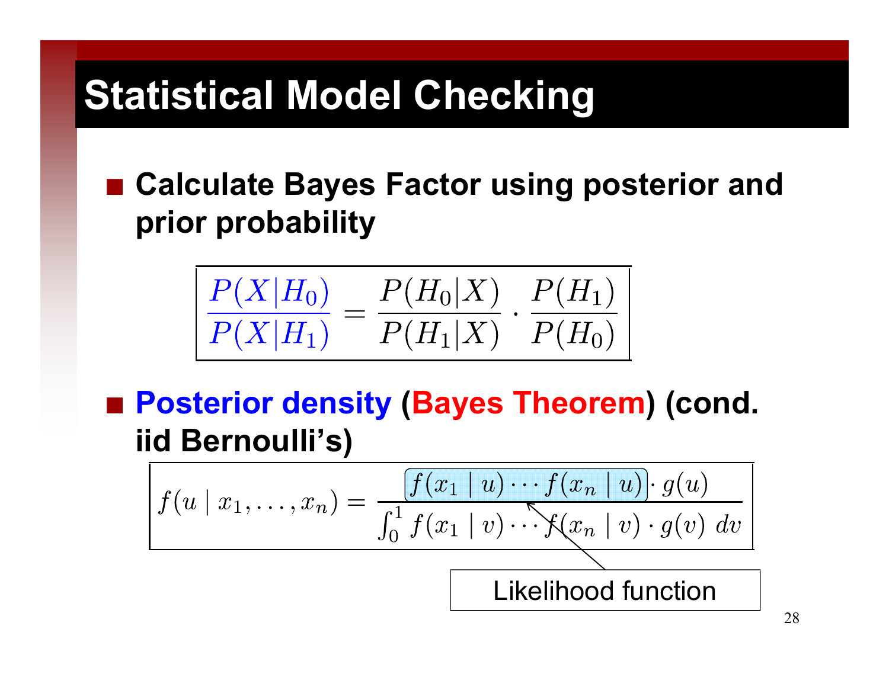# Statistical Model Checking

- **Calculate Bayes Factor using posterior and prior probability**

$$\frac{P(X|H_0)}{P(X|H_1)} = \frac{P(H_0|X)}{P(H_1|X)} \cdot \frac{P(H_1)}{P(H_0)}$$

- **Posterior density (Bayes Theorem) (cond. iid Bernoulli's)**

$$f(u \mid x_1, \ldots, x_n) = \frac{f(x_1 \mid u) \cdots f(x_n \mid u) \cdot g(u)}{\int_0^1 f(x_1 \mid v) \cdots f(x_n \mid v) \cdot g(v) \, dv}$$

Likelihood function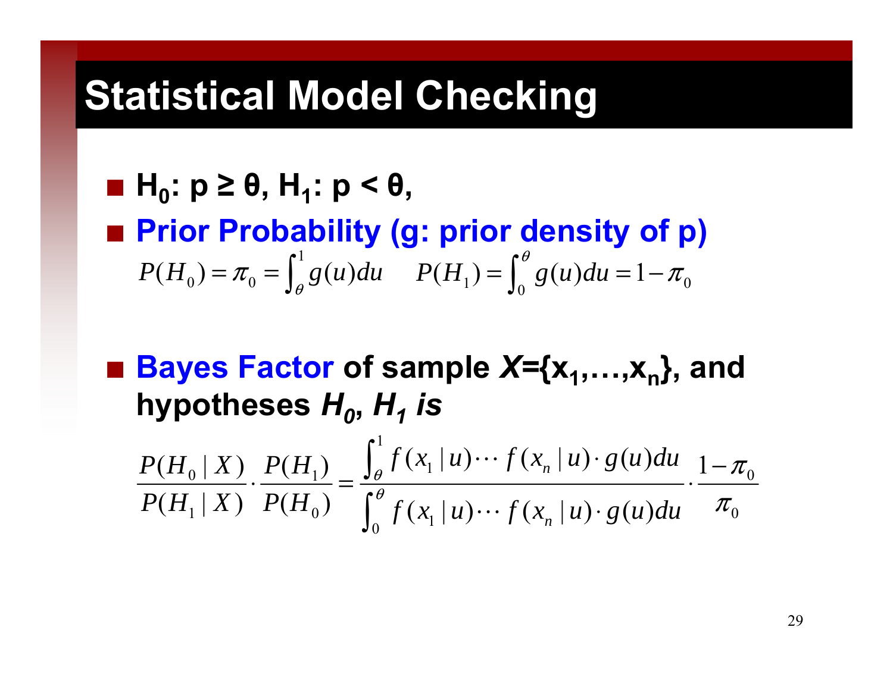# Statistical Model Checking

- **$H_0$: p ≥ θ, $H_1$: p < θ,**
- **Prior Probability (g: prior density of p)**

$$P(H_0) = \pi_0 = \int_\theta^1 g(u)du \qquad P(H_1) = \int_0^\theta g(u)du = 1 - \pi_0$$

- **Bayes Factor of sample *X*={$x_1$,…,$x_n$}, and hypotheses *$H_0$*, *$H_1$* *is***

$$\frac{P(H_0 \mid X)}{P(H_1 \mid X)} \cdot \frac{P(H_1)}{P(H_0)} = \frac{\int_\theta^1 f(x_1 \mid u) \cdots f(x_n \mid u) \cdot g(u)du}{\int_0^\theta f(x_1 \mid u) \cdots f(x_n \mid u) \cdot g(u)du} \cdot \frac{1-\pi_0}{\pi_0}$$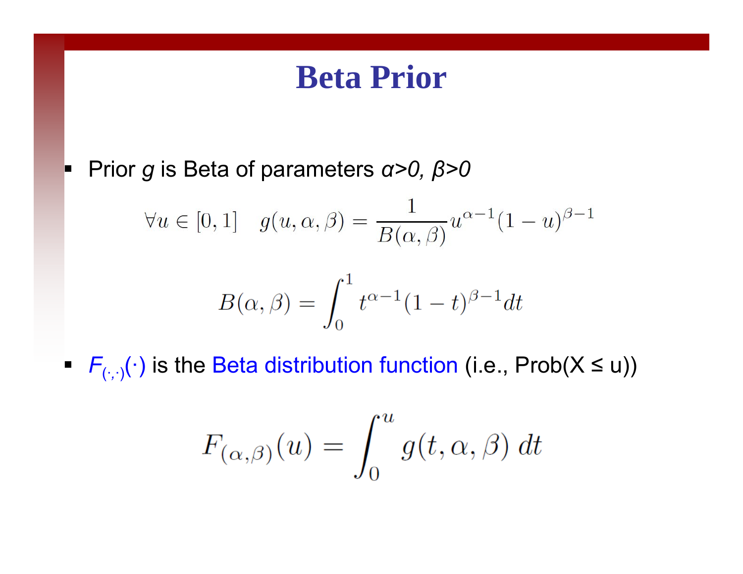# Beta Prior

- Prior *g* is Beta of parameters $\alpha>0, \beta>0$

$$\forall u \in [0,1] \quad g(u, \alpha, \beta) = \frac{1}{B(\alpha, \beta)} u^{\alpha-1}(1-u)^{\beta-1}$$

$$B(\alpha, \beta) = \int_0^1 t^{\alpha-1}(1-t)^{\beta-1} dt$$

- $F_{(\cdot,\cdot)}(\cdot)$ is the Beta distribution function (i.e., Prob(X ≤ u))

$$F_{(\alpha,\beta)}(u) = \int_0^u g(t, \alpha, \beta)\, dt$$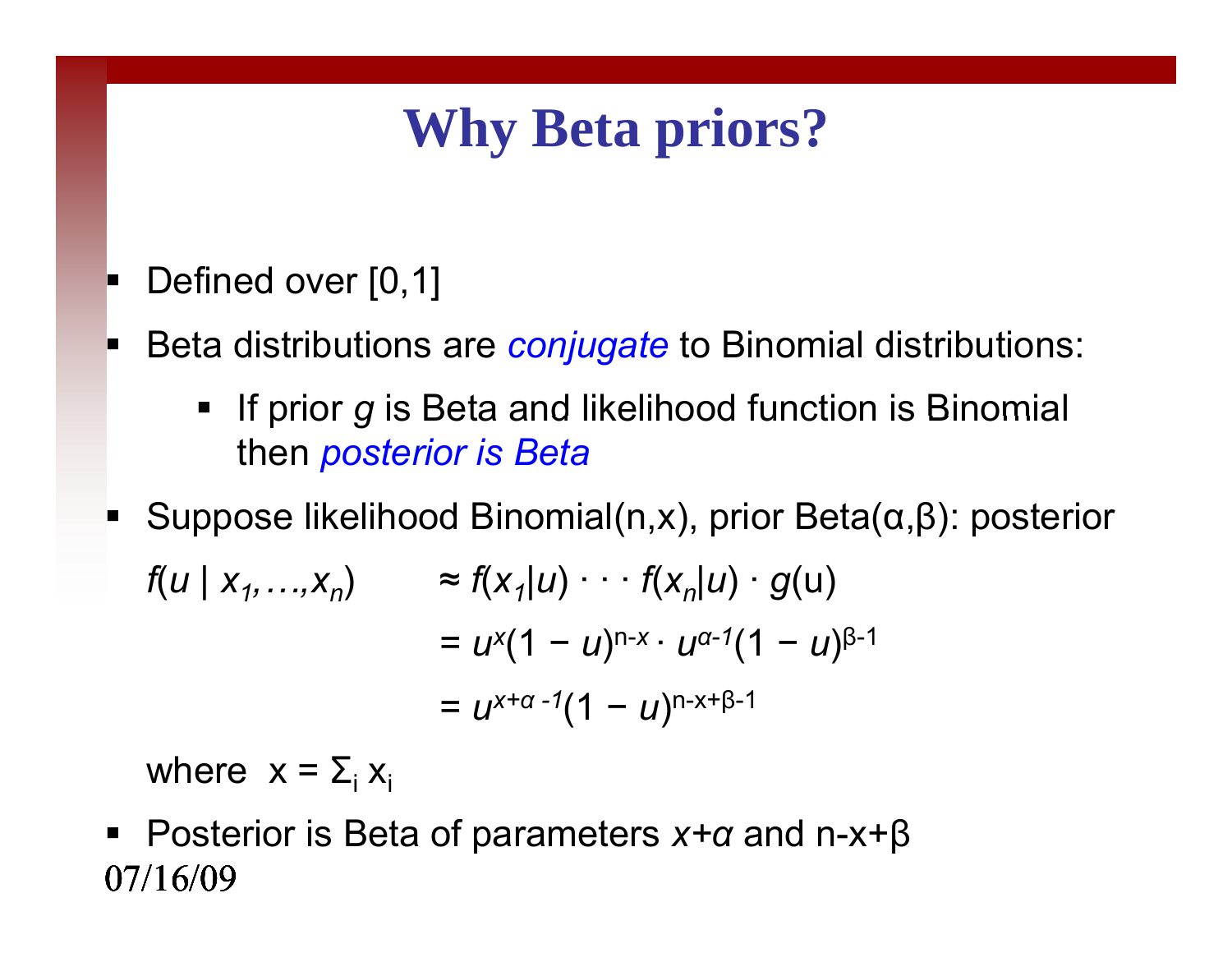# Why Beta priors?

- Defined over [0,1]
- Beta distributions are *conjugate* to Binomial distributions:
  - If prior $g$ is Beta and likelihood function is Binomial then *posterior is Beta*
- Suppose likelihood Binomial(n,x), prior Beta(α,β): posterior

$$
\begin{aligned}
f(u \mid x_1, \ldots, x_n) &\approx f(x_1 \mid u) \cdot \cdot \cdot f(x_n \mid u) \cdot g(u) \\
&= u^{x}(1 - u)^{n-x} \cdot u^{\alpha-1}(1 - u)^{\beta-1} \\
&= u^{x+\alpha-1}(1 - u)^{n-x+\beta-1}
\end{aligned}
$$

where $x = \Sigma_i x_i$

- Posterior is Beta of parameters $x+\alpha$ and $n-x+\beta$

07/16/09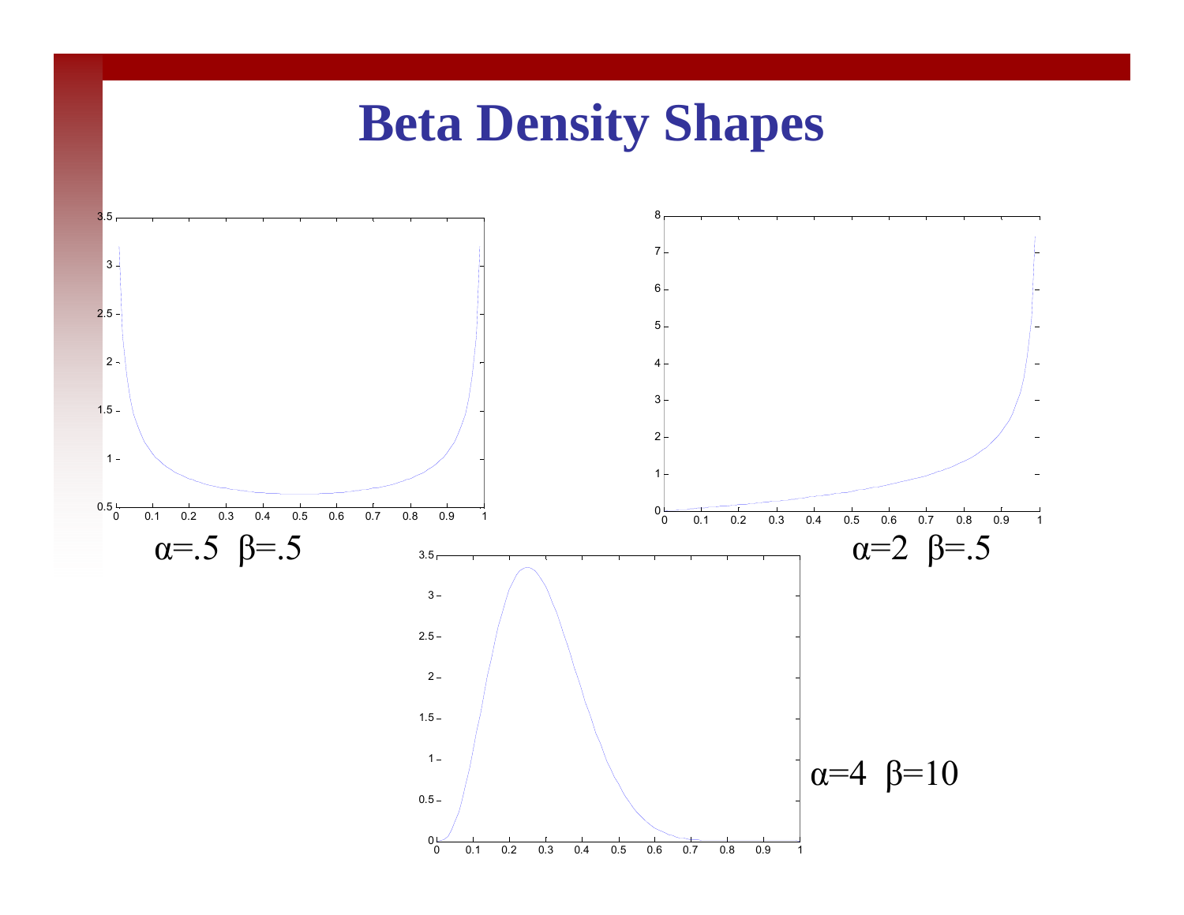# Beta Density Shapes

$\alpha$=.5 $\beta$=.5

$\alpha$=2 $\beta$=.5

$\alpha$=4 $\beta$=10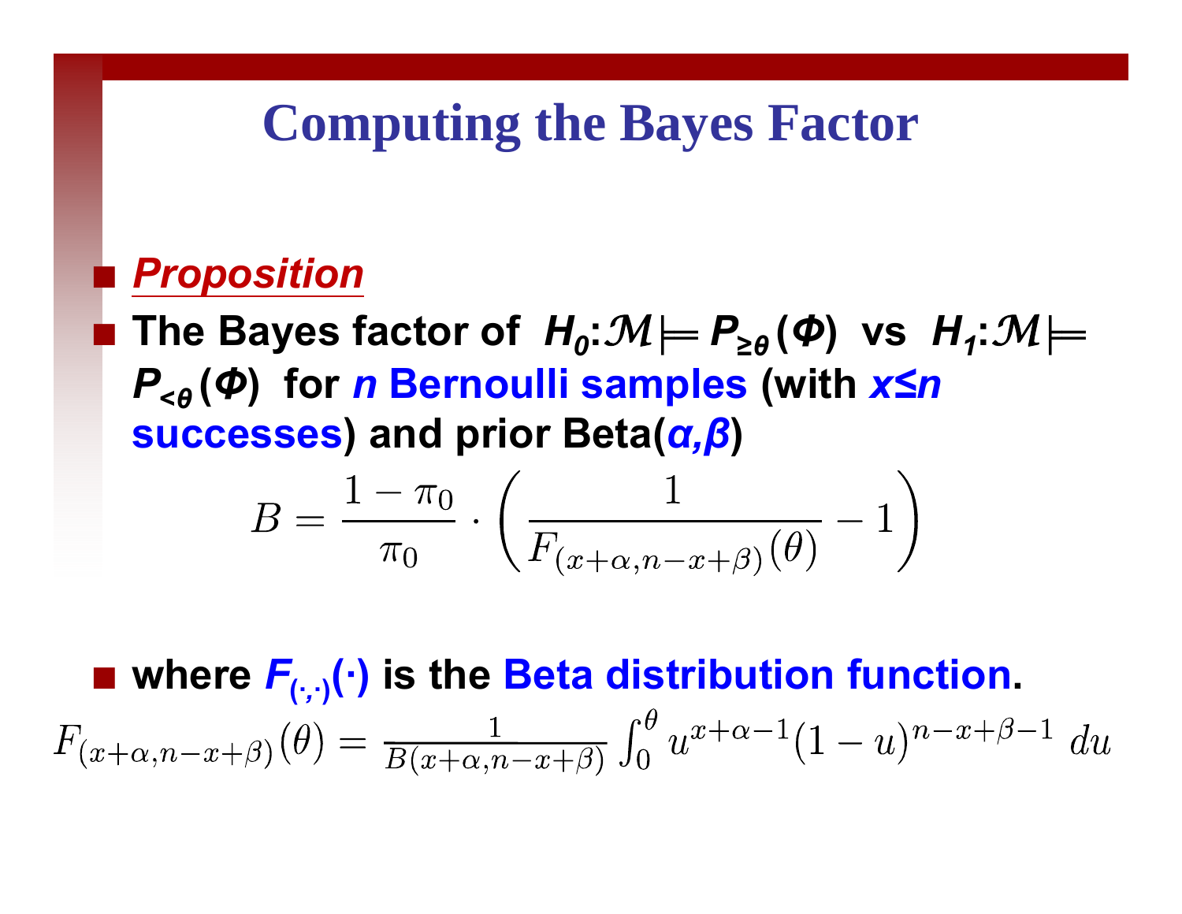# Computing the Bayes Factor

- ***Proposition***
- **The Bayes factor of $H_0: \mathcal{M} \models P_{\geq\theta}(\Phi)$ vs $H_1: \mathcal{M} \models P_{<\theta}(\Phi)$ for $n$ Bernoulli samples (with $x \leq n$ successes) and prior Beta($\alpha,\beta$)**

$$B = \frac{1-\pi_0}{\pi_0} \cdot \left( \frac{1}{F_{(x+\alpha, n-x+\beta)}(\theta)} - 1 \right)$$

- **where $F_{(\cdot,\cdot)}(\cdot)$ is the Beta distribution function.**

$$F_{(x+\alpha, n-x+\beta)}(\theta) = \frac{1}{B(x+\alpha, n-x+\beta)} \int_0^\theta u^{x+\alpha-1}(1-u)^{n-x+\beta-1} \, du$$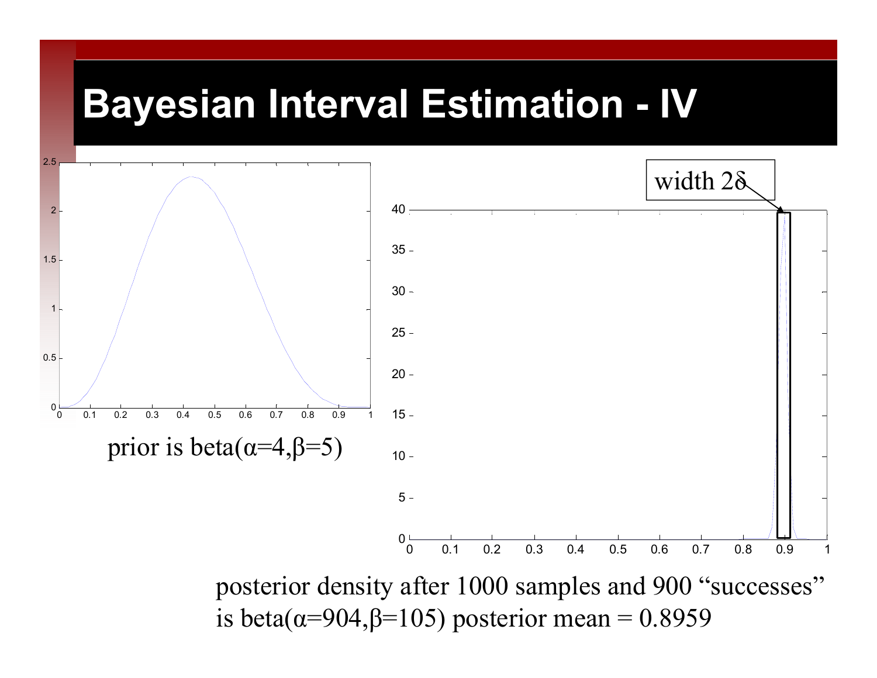# Bayesian Interval Estimation - IV

prior is beta($\alpha$=4,$\beta$=5)

width $2\delta$

posterior density after 1000 samples and 900 "successes" is beta($\alpha$=904,$\beta$=105) posterior mean = 0.8959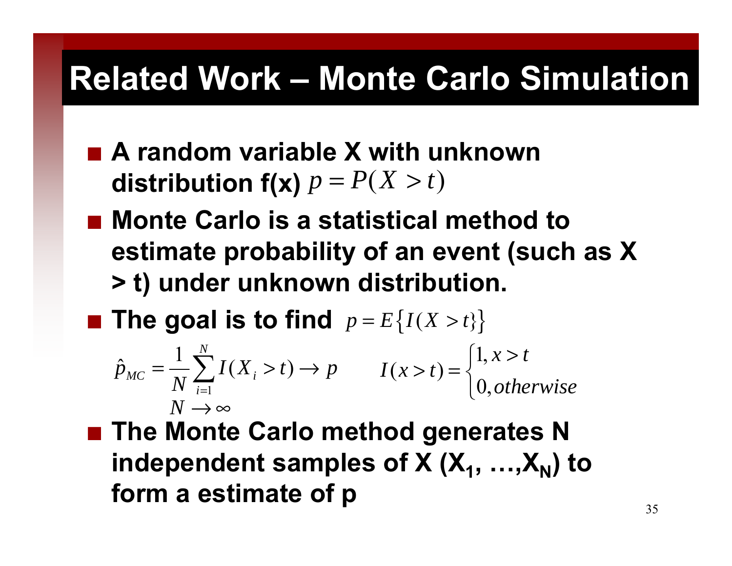# Related Work – Monte Carlo Simulation

- **A random variable X with unknown distribution f(x)** $p = P(X > t)$
- **Monte Carlo is a statistical method to estimate probability of an event (such as X > t) under unknown distribution.**
- **The goal is to find** $p = E\{I(X > t)\}$

$$\hat{p}_{MC} = \frac{1}{N}\sum_{i=1}^{N} I(X_i > t) \to p \qquad I(x > t) = \begin{cases} 1, x > t \\ 0, otherwise \end{cases}$$

$$N \to \infty$$

- **The Monte Carlo method generates N independent samples of X ($X_1$, …,$X_N$) to form a estimate of p**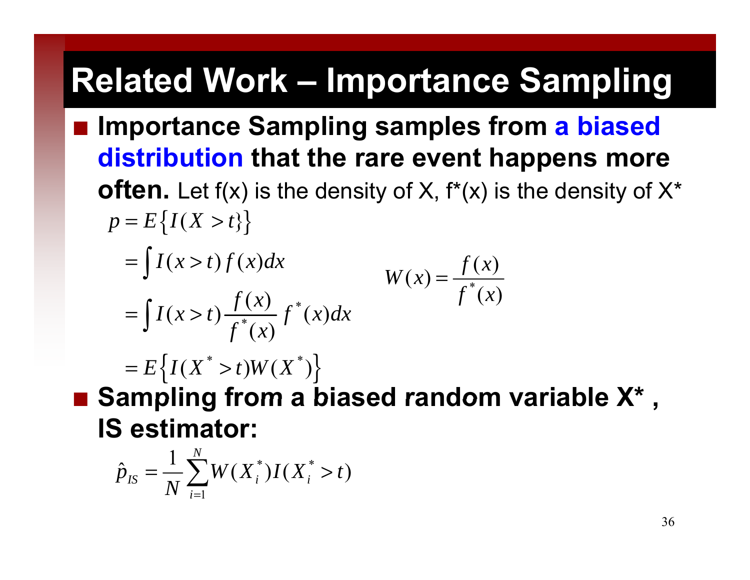# Related Work – Importance Sampling

- **Importance Sampling samples from a biased distribution that the rare event happens more often.** Let f(x) is the density of X, f*(x) is the density of X*

$$
\begin{aligned}
p &= E\{I(X > t)\} \\
&= \int I(x > t) f(x) dx \\
&= \int I(x > t) \frac{f(x)}{f^*(x)} f^*(x) dx \\
&= E\{I(X^* > t) W(X^*)\}
\end{aligned}
$$

$$
W(x) = \frac{f(x)}{f^*(x)}
$$

- **Sampling from a biased random variable X* , IS estimator:**

$$
\hat{p}_{IS} = \frac{1}{N} \sum_{i=1}^{N} W(X_i^*) I(X_i^* > t)
$$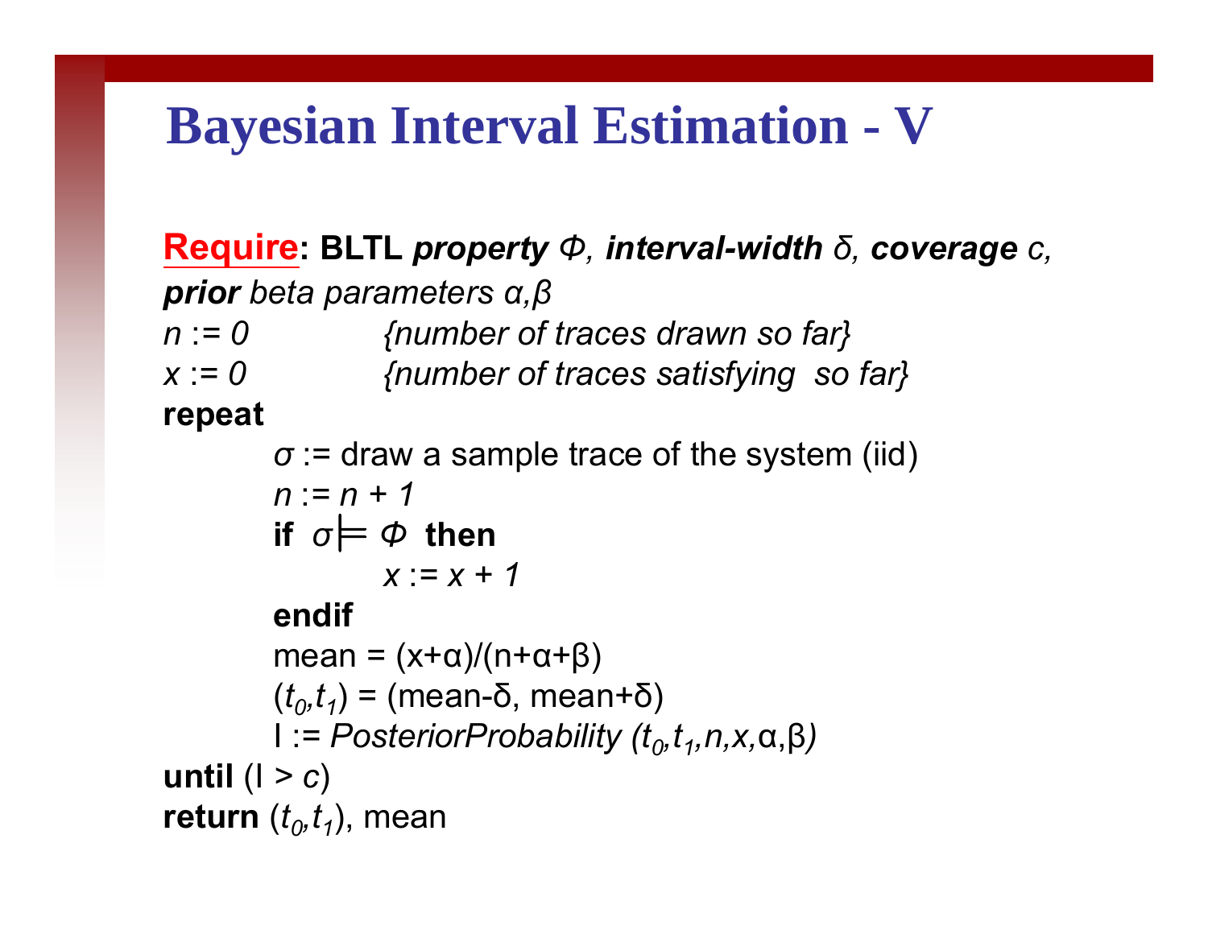# Bayesian Interval Estimation - V

**Require: BLTL *property* $\Phi$, *interval-width* $\delta$, *coverage* $c$, *prior* beta parameters $\alpha, \beta$**

```
n := 0          {number of traces drawn so far}
x := 0          {number of traces satisfying  so far}
repeat
        σ := draw a sample trace of the system (iid)
        n := n + 1
        if  σ ⊨ Φ  then
                x := x + 1
        endif
        mean = (x+α)/(n+α+β)
        (t0,t1) = (mean-δ, mean+δ)
        I := PosteriorProbability (t0,t1,n,x,α,β)
until (I > c)
return (t0,t1), mean
```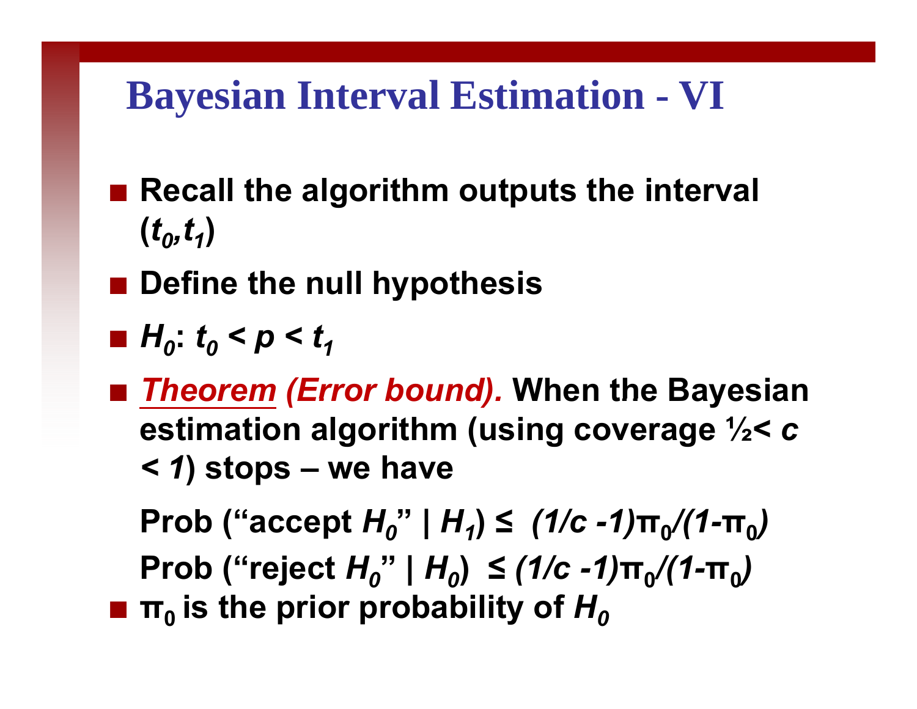# Bayesian Interval Estimation - VI

- **Recall the algorithm outputs the interval ($t_0,t_1$)**
- **Define the null hypothesis**
- $H_0$: $t_0 < p < t_1$
- ***Theorem (Error bound).*** **When the Bayesian estimation algorithm (using coverage $½ < c < 1$) stops – we have**

  **Prob ("accept $H_0$" | $H_1$) ≤ $(1/c - 1)\pi_0/(1-\pi_0)$**

  **Prob ("reject $H_0$" | $H_0$) ≤ $(1/c - 1)\pi_0/(1-\pi_0)$**
- **$\pi_0$ is the prior probability of $H_0$**